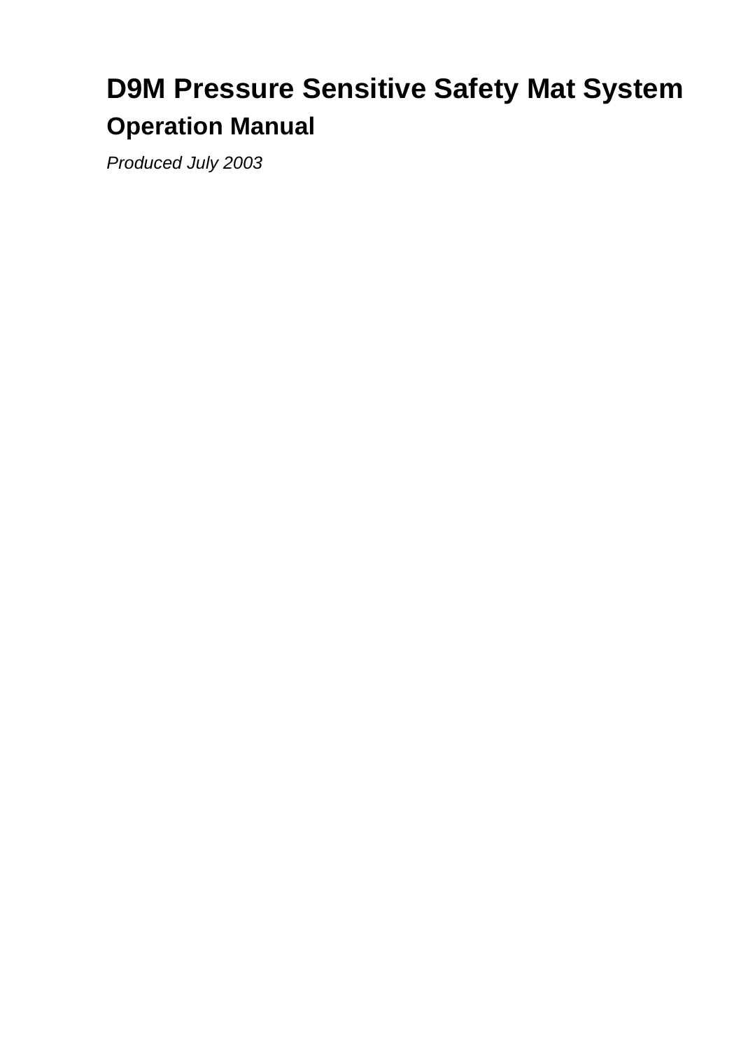# D9M Pressure Sensitive Safety Mat System

## Operation Manual

*Produced July 2003*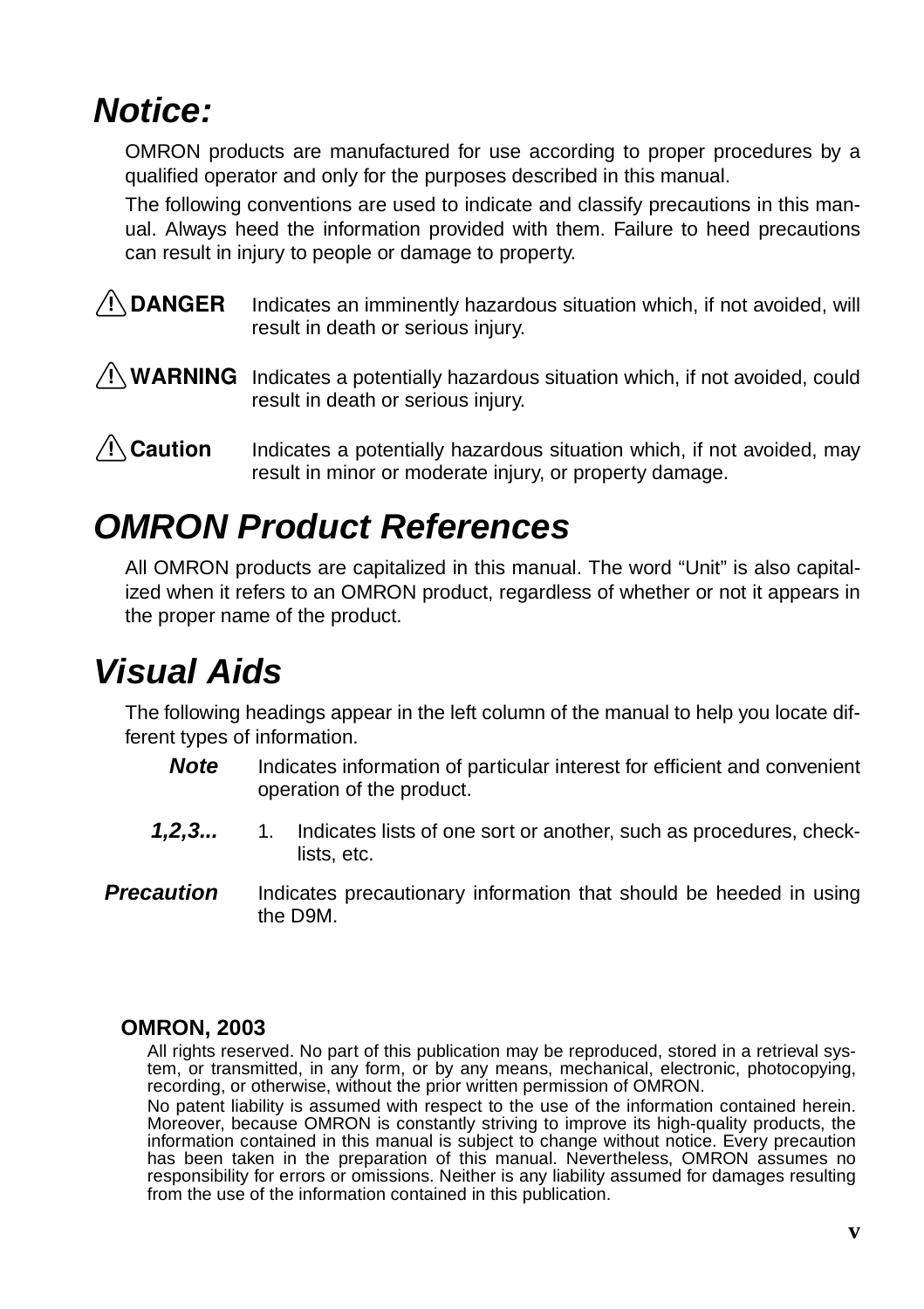# Notice:

OMRON products are manufactured for use according to proper procedures by a qualified operator and only for the purposes described in this manual.

The following conventions are used to indicate and classify precautions in this manual. Always heed the information provided with them. Failure to heed precautions can result in injury to people or damage to property.

**⚠ DANGER** Indicates an imminently hazardous situation which, if not avoided, will result in death or serious injury.

**⚠ WARNING** Indicates a potentially hazardous situation which, if not avoided, could result in death or serious injury.

**⚠ Caution** Indicates a potentially hazardous situation which, if not avoided, may result in minor or moderate injury, or property damage.

# OMRON Product References

All OMRON products are capitalized in this manual. The word “Unit” is also capitalized when it refers to an OMRON product, regardless of whether or not it appears in the proper name of the product.

# Visual Aids

The following headings appear in the left column of the manual to help you locate different types of information.

***Note*** Indicates information of particular interest for efficient and convenient operation of the product.

***1,2,3...*** 1. Indicates lists of one sort or another, such as procedures, checklists, etc.

***Precaution*** Indicates precautionary information that should be heeded in using the D9M.

**OMRON, 2003**

All rights reserved. No part of this publication may be reproduced, stored in a retrieval system, or transmitted, in any form, or by any means, mechanical, electronic, photocopying, recording, or otherwise, without the prior written permission of OMRON.

No patent liability is assumed with respect to the use of the information contained herein. Moreover, because OMRON is constantly striving to improve its high-quality products, the information contained in this manual is subject to change without notice. Every precaution has been taken in the preparation of this manual. Nevertheless, OMRON assumes no responsibility for errors or omissions. Neither is any liability assumed for damages resulting from the use of the information contained in this publication.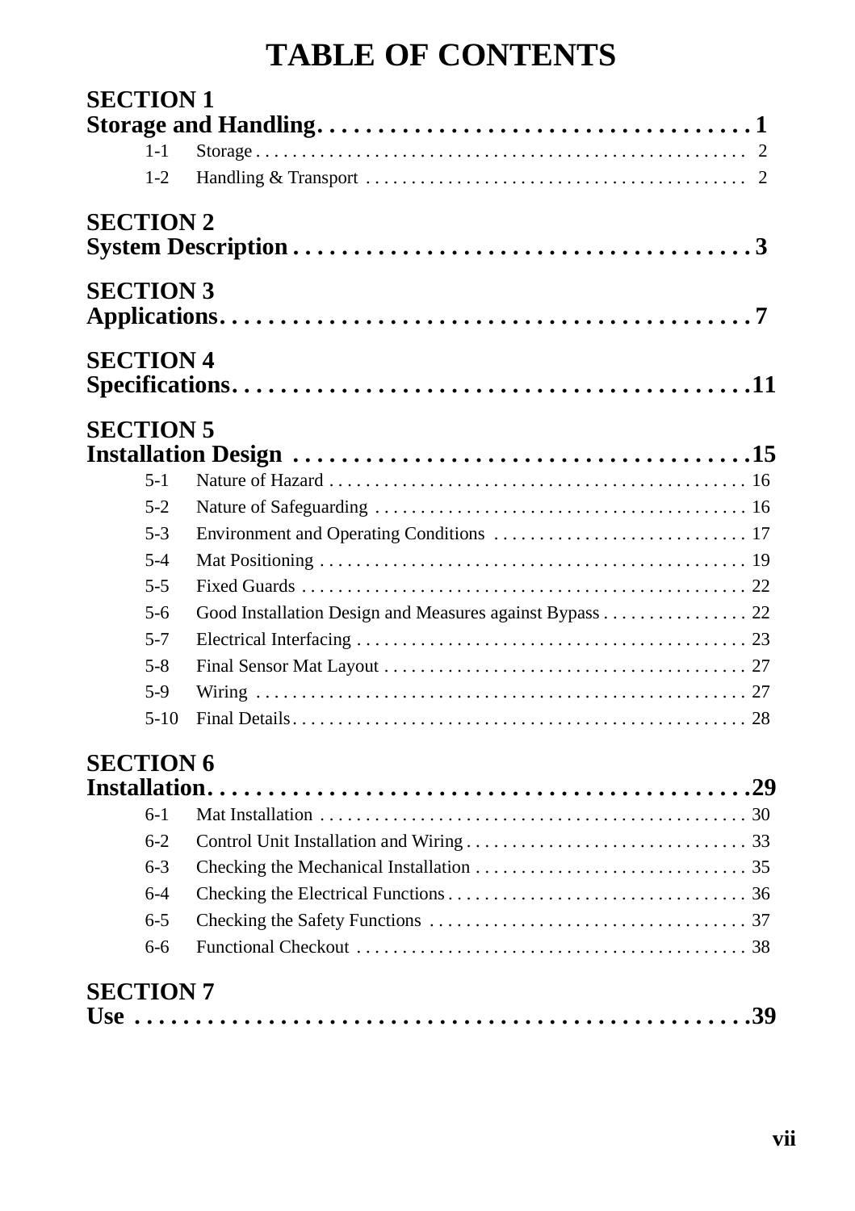# TABLE OF CONTENTS

**SECTION 1**
**Storage and Handling . . . . . . . . . . . . . . . . . . . . . . . . . . . . . . . . . . . . 1**

- 1-1 Storage . . . . . . . . . . . . . . . . . . . . . . . . . . . . . . . . . . . . . . . . . . . . . . . . . . . . . 2
- 1-2 Handling & Transport . . . . . . . . . . . . . . . . . . . . . . . . . . . . . . . . . . . . . . . . . 2

**SECTION 2**
**System Description . . . . . . . . . . . . . . . . . . . . . . . . . . . . . . . . . . . . . . . 3**

**SECTION 3**
**Applications. . . . . . . . . . . . . . . . . . . . . . . . . . . . . . . . . . . . . . . . . . . . . 7**

**SECTION 4**
**Specifications. . . . . . . . . . . . . . . . . . . . . . . . . . . . . . . . . . . . . . . . . . . 11**

**SECTION 5**
**Installation Design . . . . . . . . . . . . . . . . . . . . . . . . . . . . . . . . . . . . . . 15**

- 5-1 Nature of Hazard . . . . . . . . . . . . . . . . . . . . . . . . . . . . . . . . . . . . . . . . . . . . . 16
- 5-2 Nature of Safeguarding . . . . . . . . . . . . . . . . . . . . . . . . . . . . . . . . . . . . . . . . . 16
- 5-3 Environment and Operating Conditions . . . . . . . . . . . . . . . . . . . . . . . . . . . . 17
- 5-4 Mat Positioning . . . . . . . . . . . . . . . . . . . . . . . . . . . . . . . . . . . . . . . . . . . . . . . 19
- 5-5 Fixed Guards . . . . . . . . . . . . . . . . . . . . . . . . . . . . . . . . . . . . . . . . . . . . . . . . . 22
- 5-6 Good Installation Design and Measures against Bypass . . . . . . . . . . . . . . . . 22
- 5-7 Electrical Interfacing . . . . . . . . . . . . . . . . . . . . . . . . . . . . . . . . . . . . . . . . . . . 23
- 5-8 Final Sensor Mat Layout . . . . . . . . . . . . . . . . . . . . . . . . . . . . . . . . . . . . . . . . 27
- 5-9 Wiring . . . . . . . . . . . . . . . . . . . . . . . . . . . . . . . . . . . . . . . . . . . . . . . . . . . . . . 27
- 5-10 Final Details . . . . . . . . . . . . . . . . . . . . . . . . . . . . . . . . . . . . . . . . . . . . . . . . . 28

**SECTION 6**
**Installation. . . . . . . . . . . . . . . . . . . . . . . . . . . . . . . . . . . . . . . . . . . . . 29**

- 6-1 Mat Installation . . . . . . . . . . . . . . . . . . . . . . . . . . . . . . . . . . . . . . . . . . . . . . 30
- 6-2 Control Unit Installation and Wiring . . . . . . . . . . . . . . . . . . . . . . . . . . . . . . . 33
- 6-3 Checking the Mechanical Installation . . . . . . . . . . . . . . . . . . . . . . . . . . . . . . 35
- 6-4 Checking the Electrical Functions . . . . . . . . . . . . . . . . . . . . . . . . . . . . . . . . . 36
- 6-5 Checking the Safety Functions . . . . . . . . . . . . . . . . . . . . . . . . . . . . . . . . . . . 37
- 6-6 Functional Checkout . . . . . . . . . . . . . . . . . . . . . . . . . . . . . . . . . . . . . . . . . . . 38

**SECTION 7**
**Use . . . . . . . . . . . . . . . . . . . . . . . . . . . . . . . . . . . . . . . . . . . . . . . . . . 39**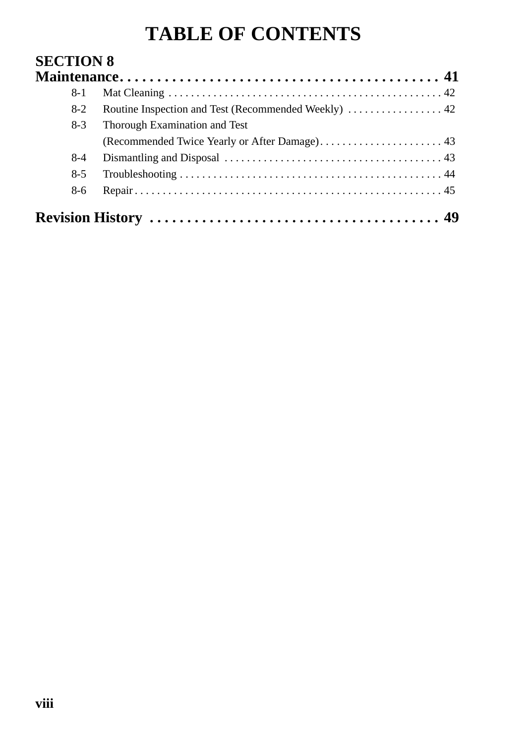# TABLE OF CONTENTS

**SECTION 8**
**Maintenance . . . . . . . . . . . . . . . . . . . . . . . . . . . . . . . . . . . . . . . . . . 41**

- 8-1 Mat Cleaning . . . . . . . . . . . . . . . . . . . . . . . . . . . . . . . . . . . . . . . . . . . . . . . . 42
- 8-2 Routine Inspection and Test (Recommended Weekly) . . . . . . . . . . . . . . . . . 42
- 8-3 Thorough Examination and Test (Recommended Twice Yearly or After Damage) . . . . . . . . . . . . . . . . . . . . . . 43
- 8-4 Dismantling and Disposal . . . . . . . . . . . . . . . . . . . . . . . . . . . . . . . . . . . . . . . 43
- 8-5 Troubleshooting . . . . . . . . . . . . . . . . . . . . . . . . . . . . . . . . . . . . . . . . . . . . . . 44
- 8-6 Repair . . . . . . . . . . . . . . . . . . . . . . . . . . . . . . . . . . . . . . . . . . . . . . . . . . . . . . 45

**Revision History . . . . . . . . . . . . . . . . . . . . . . . . . . . . . . . . . . . . . . 49**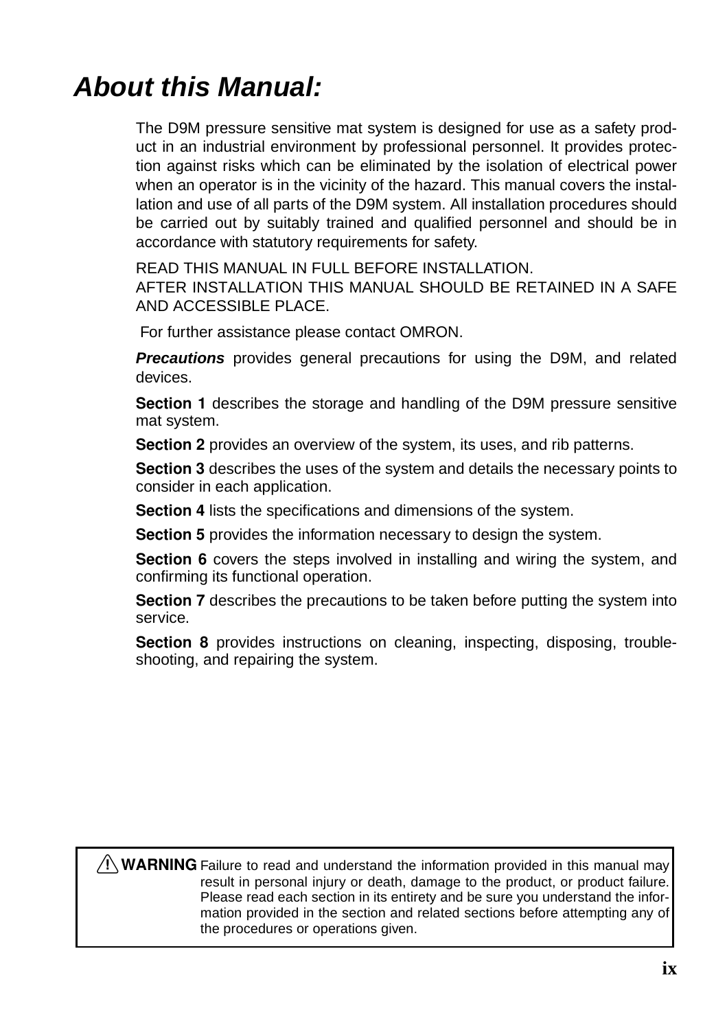# About this Manual:

The D9M pressure sensitive mat system is designed for use as a safety product in an industrial environment by professional personnel. It provides protection against risks which can be eliminated by the isolation of electrical power when an operator is in the vicinity of the hazard. This manual covers the installation and use of all parts of the D9M system. All installation procedures should be carried out by suitably trained and qualified personnel and should be in accordance with statutory requirements for safety.

READ THIS MANUAL IN FULL BEFORE INSTALLATION.
AFTER INSTALLATION THIS MANUAL SHOULD BE RETAINED IN A SAFE AND ACCESSIBLE PLACE.

For further assistance please contact OMRON.

***Precautions*** provides general precautions for using the D9M, and related devices.

**Section 1** describes the storage and handling of the D9M pressure sensitive mat system.

**Section 2** provides an overview of the system, its uses, and rib patterns.

**Section 3** describes the uses of the system and details the necessary points to consider in each application.

**Section 4** lists the specifications and dimensions of the system.

**Section 5** provides the information necessary to design the system.

**Section 6** covers the steps involved in installing and wiring the system, and confirming its functional operation.

**Section 7** describes the precautions to be taken before putting the system into service.

**Section 8** provides instructions on cleaning, inspecting, disposing, troubleshooting, and repairing the system.

> **⚠ WARNING** Failure to read and understand the information provided in this manual may result in personal injury or death, damage to the product, or product failure. Please read each section in its entirety and be sure you understand the information provided in the section and related sections before attempting any of the procedures or operations given.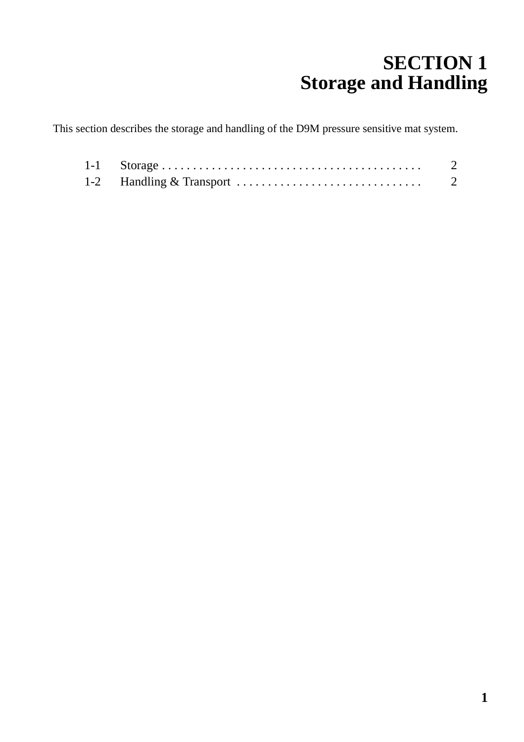# SECTION 1
# Storage and Handling

This section describes the storage and handling of the D9M pressure sensitive mat system.

| | | |
|---|---|---|
| 1-1 | Storage . . . . . . . . . . . . . . . . . . . . . . . . . . . . . . . . . . . . . . . . . . | 2 |
| 1-2 | Handling & Transport . . . . . . . . . . . . . . . . . . . . . . . . . . . . . . | 2 |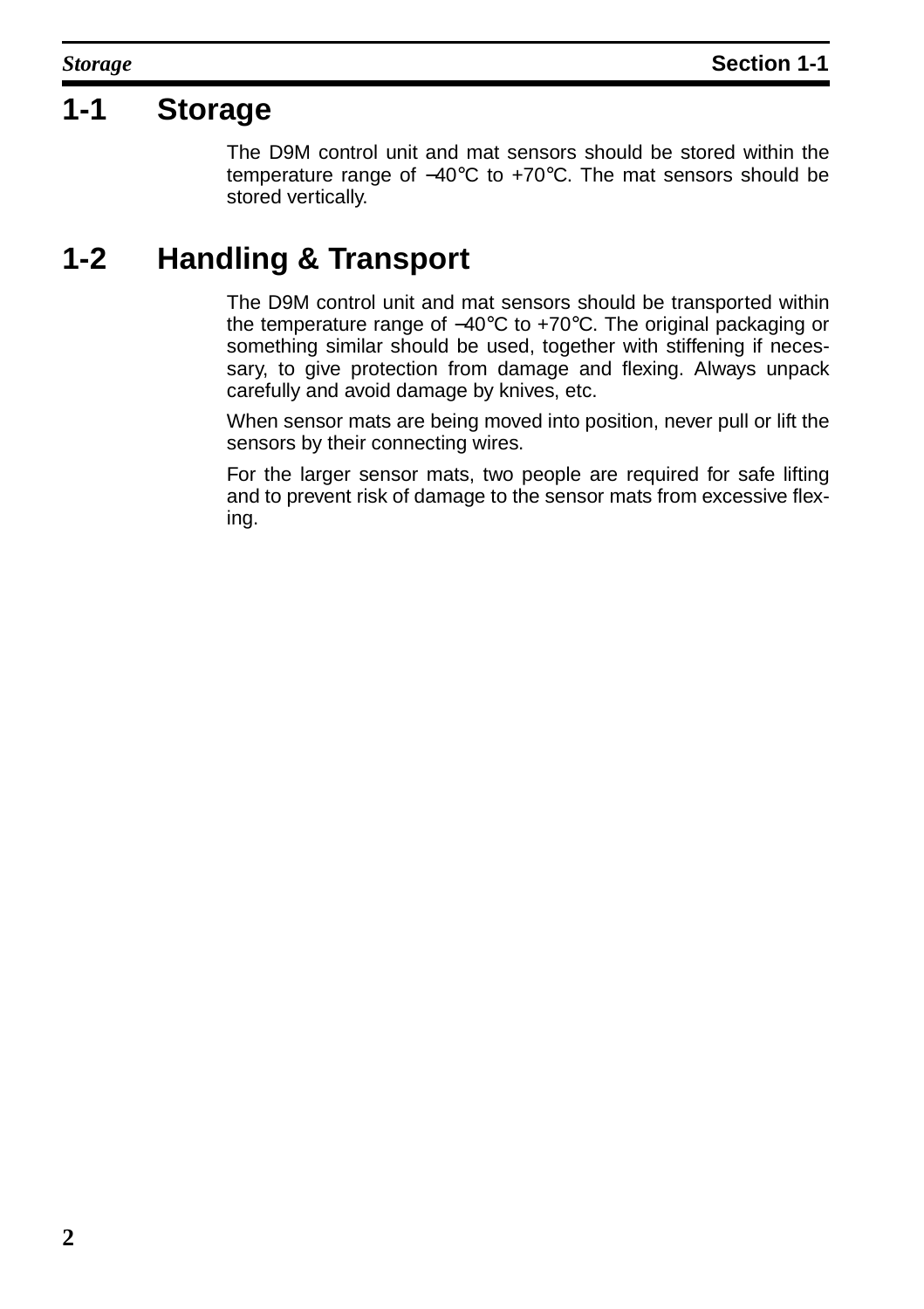## 1-1 Storage

The D9M control unit and mat sensors should be stored within the temperature range of −40°C to +70°C. The mat sensors should be stored vertically.

## 1-2 Handling & Transport

The D9M control unit and mat sensors should be transported within the temperature range of −40°C to +70°C. The original packaging or something similar should be used, together with stiffening if necessary, to give protection from damage and flexing. Always unpack carefully and avoid damage by knives, etc.

When sensor mats are being moved into position, never pull or lift the sensors by their connecting wires.

For the larger sensor mats, two people are required for safe lifting and to prevent risk of damage to the sensor mats from excessive flexing.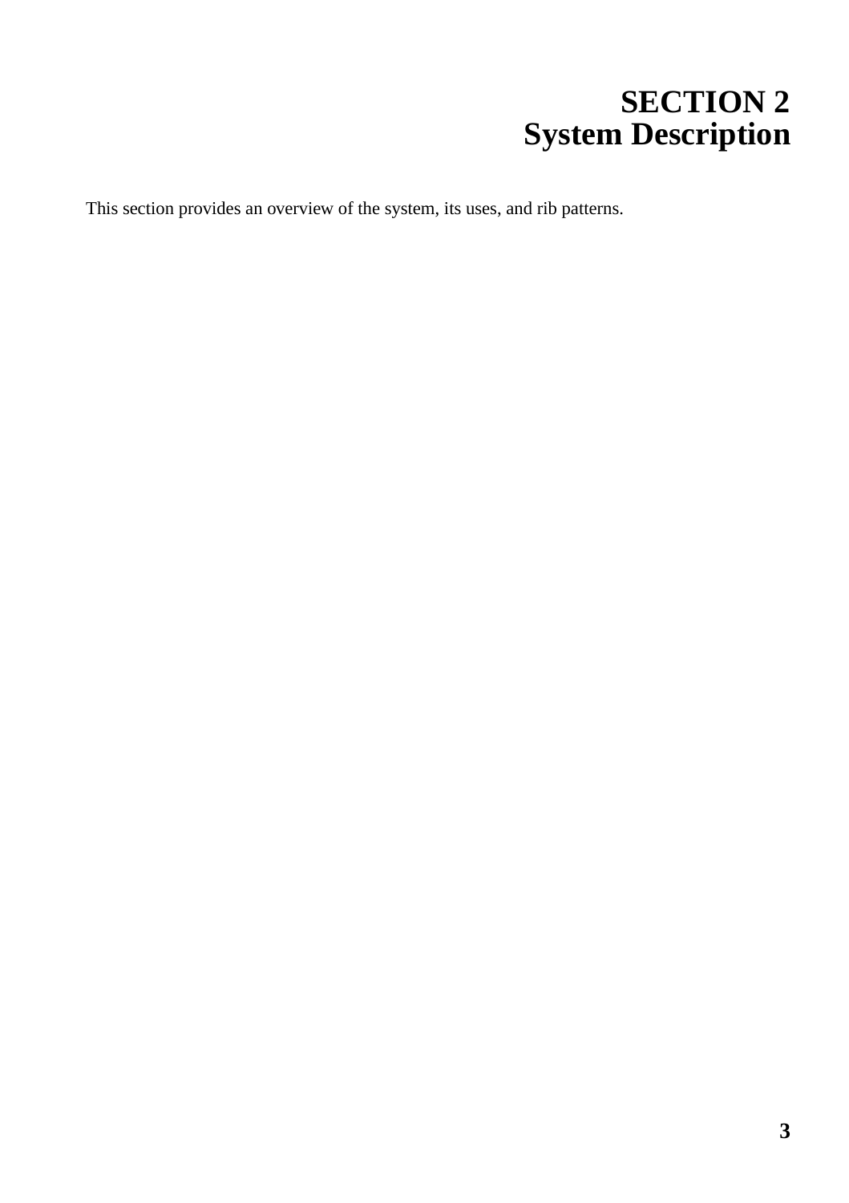# SECTION 2
# System Description

This section provides an overview of the system, its uses, and rib patterns.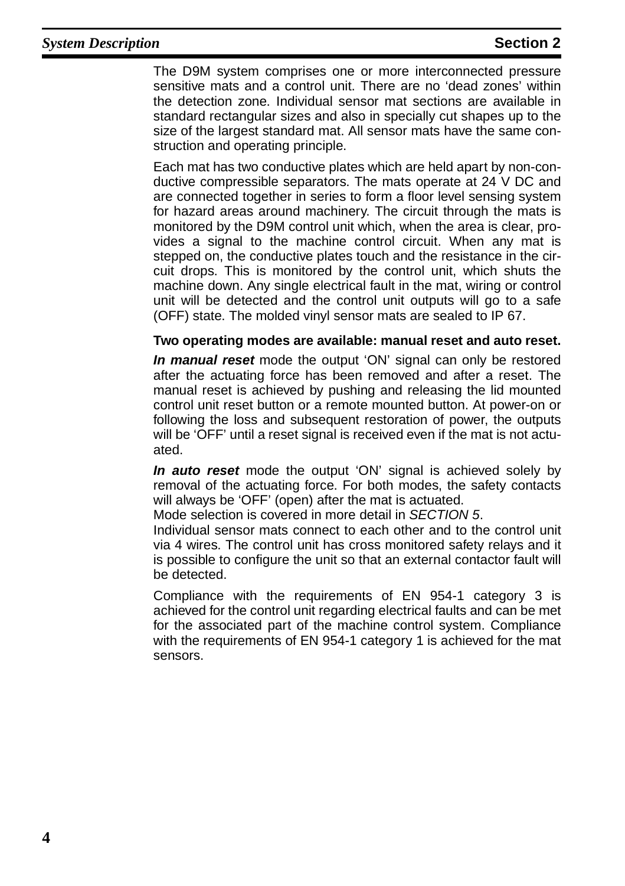The D9M system comprises one or more interconnected pressure sensitive mats and a control unit. There are no 'dead zones' within the detection zone. Individual sensor mat sections are available in standard rectangular sizes and also in specially cut shapes up to the size of the largest standard mat. All sensor mats have the same construction and operating principle.

Each mat has two conductive plates which are held apart by non-conductive compressible separators. The mats operate at 24 V DC and are connected together in series to form a floor level sensing system for hazard areas around machinery. The circuit through the mats is monitored by the D9M control unit which, when the area is clear, provides a signal to the machine control circuit. When any mat is stepped on, the conductive plates touch and the resistance in the circuit drops. This is monitored by the control unit, which shuts the machine down. Any single electrical fault in the mat, wiring or control unit will be detected and the control unit outputs will go to a safe (OFF) state. The molded vinyl sensor mats are sealed to IP 67.

**Two operating modes are available: manual reset and auto reset.**

***In manual reset*** mode the output 'ON' signal can only be restored after the actuating force has been removed and after a reset. The manual reset is achieved by pushing and releasing the lid mounted control unit reset button or a remote mounted button. At power-on or following the loss and subsequent restoration of power, the outputs will be 'OFF' until a reset signal is received even if the mat is not actuated.

***In auto reset*** mode the output 'ON' signal is achieved solely by removal of the actuating force. For both modes, the safety contacts will always be 'OFF' (open) after the mat is actuated.
Mode selection is covered in more detail in *SECTION 5*.
Individual sensor mats connect to each other and to the control unit via 4 wires. The control unit has cross monitored safety relays and it is possible to configure the unit so that an external contactor fault will be detected.

Compliance with the requirements of EN 954-1 category 3 is achieved for the control unit regarding electrical faults and can be met for the associated part of the machine control system. Compliance with the requirements of EN 954-1 category 1 is achieved for the mat sensors.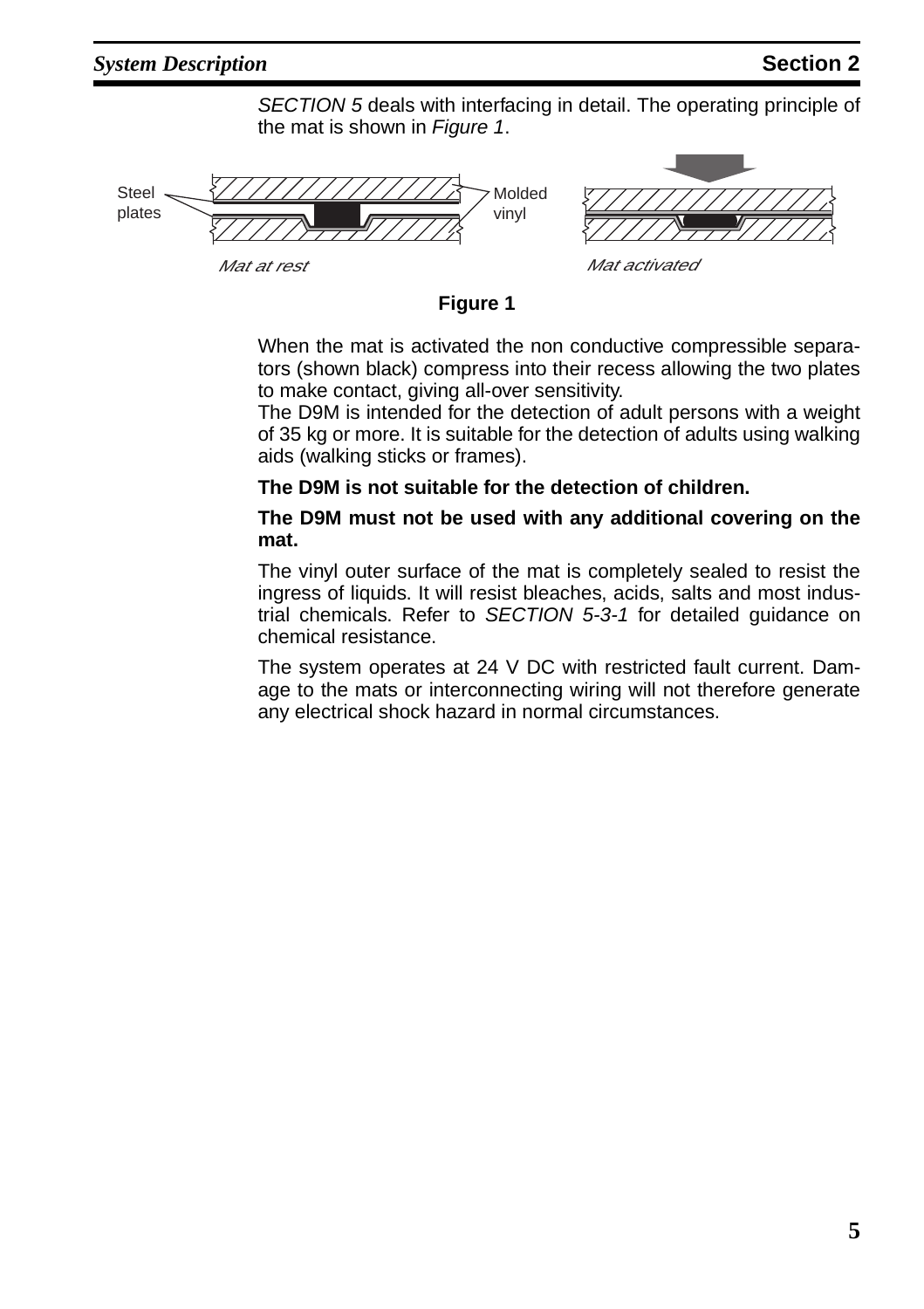*SECTION 5* deals with interfacing in detail. The operating principle of the mat is shown in *Figure 1*.

Steel plates

Molded vinyl

*Mat at rest*

*Mat activated*

**Figure 1**

When the mat is activated the non conductive compressible separators (shown black) compress into their recess allowing the two plates to make contact, giving all-over sensitivity.
The D9M is intended for the detection of adult persons with a weight of 35 kg or more. It is suitable for the detection of adults using walking aids (walking sticks or frames).

**The D9M is not suitable for the detection of children.**

**The D9M must not be used with any additional covering on the mat.**

The vinyl outer surface of the mat is completely sealed to resist the ingress of liquids. It will resist bleaches, acids, salts and most industrial chemicals. Refer to *SECTION 5-3-1* for detailed guidance on chemical resistance.

The system operates at 24 V DC with restricted fault current. Damage to the mats or interconnecting wiring will not therefore generate any electrical shock hazard in normal circumstances.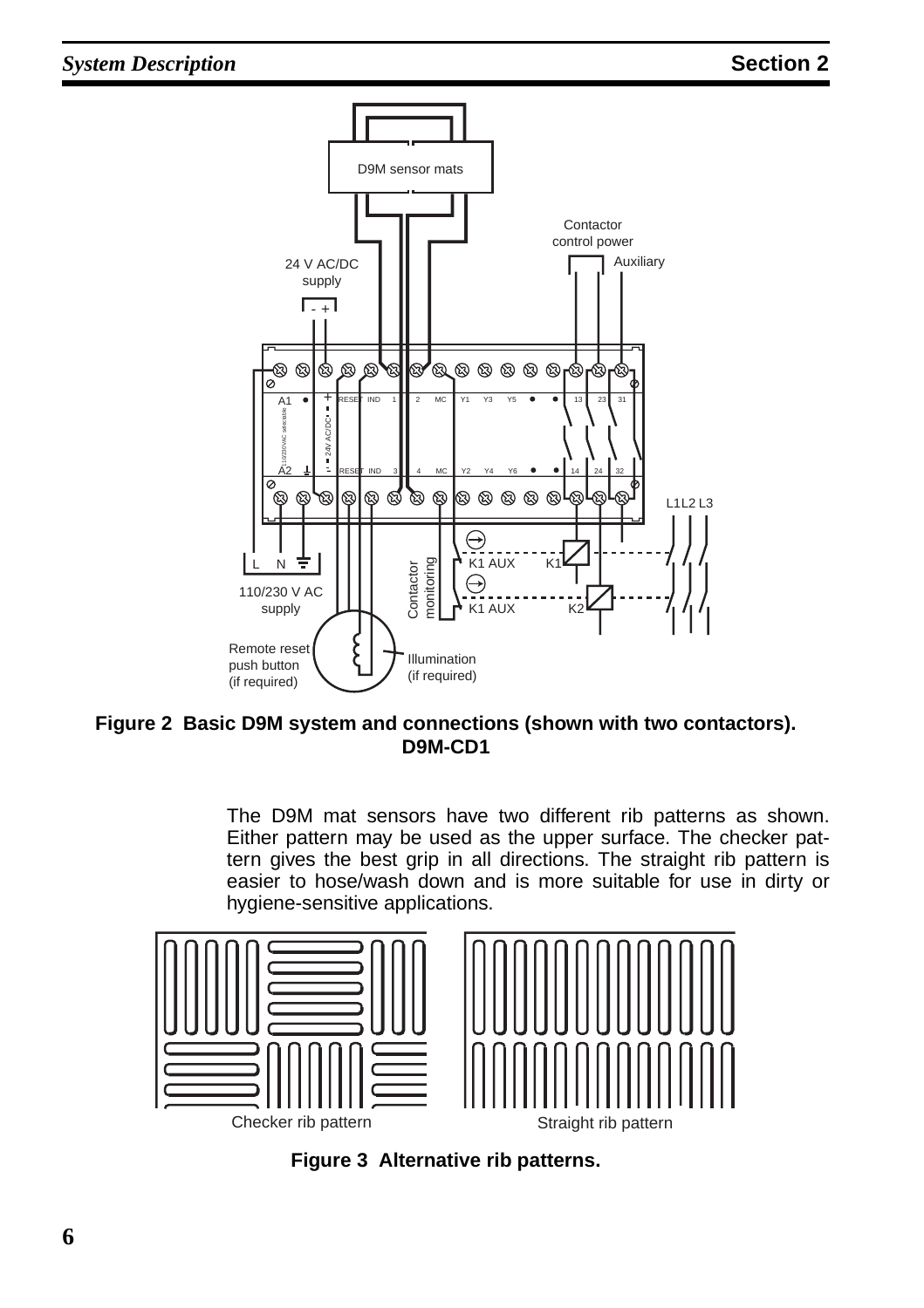Figure 2 Basic D9M system and connections (shown with two contactors). D9M-CD1

The D9M mat sensors have two different rib patterns as shown. Either pattern may be used as the upper surface. The checker pattern gives the best grip in all directions. The straight rib pattern is easier to hose/wash down and is more suitable for use in dirty or hygiene-sensitive applications.

Figure 3 Alternative rib patterns.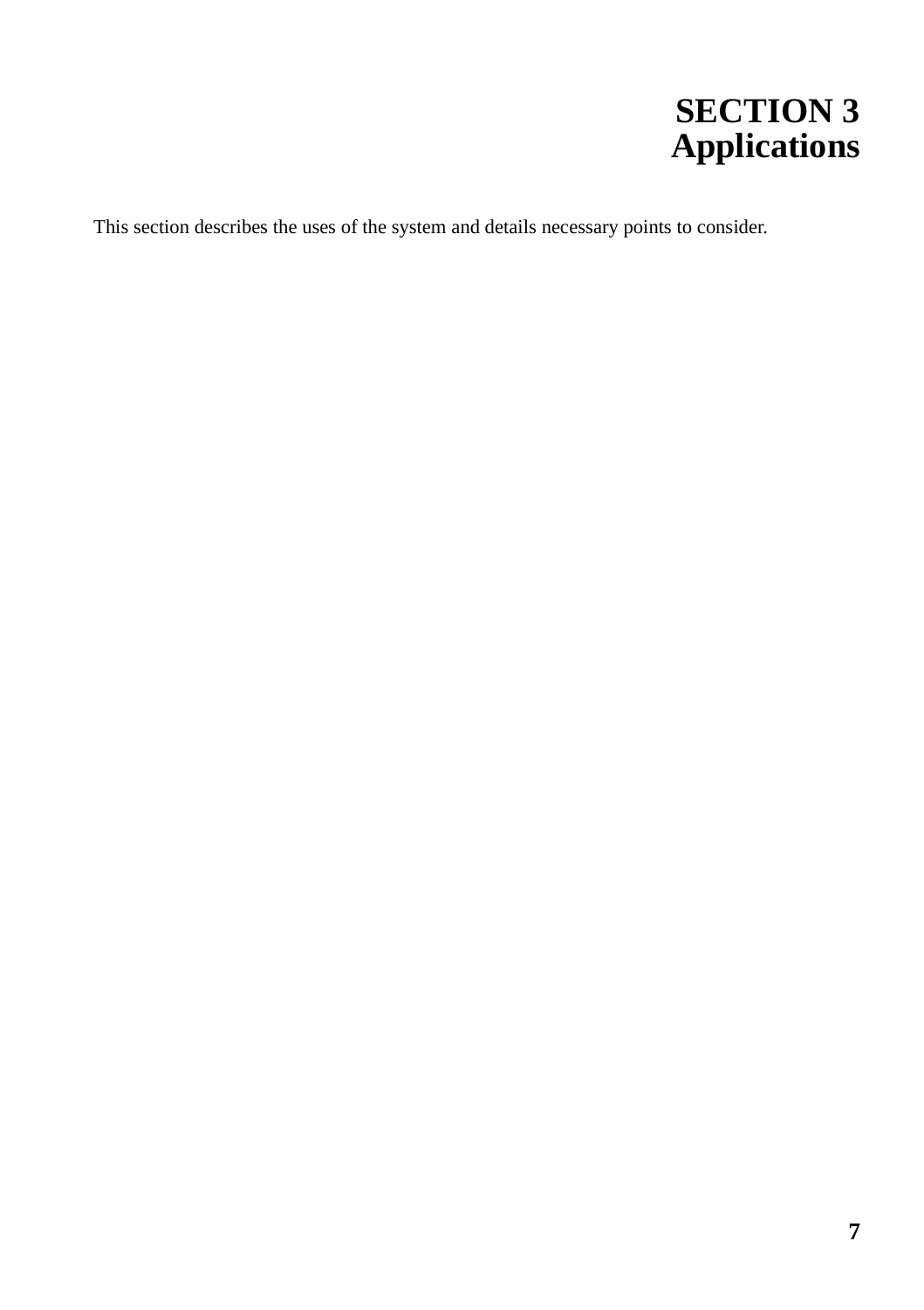# SECTION 3
# Applications

This section describes the uses of the system and details necessary points to consider.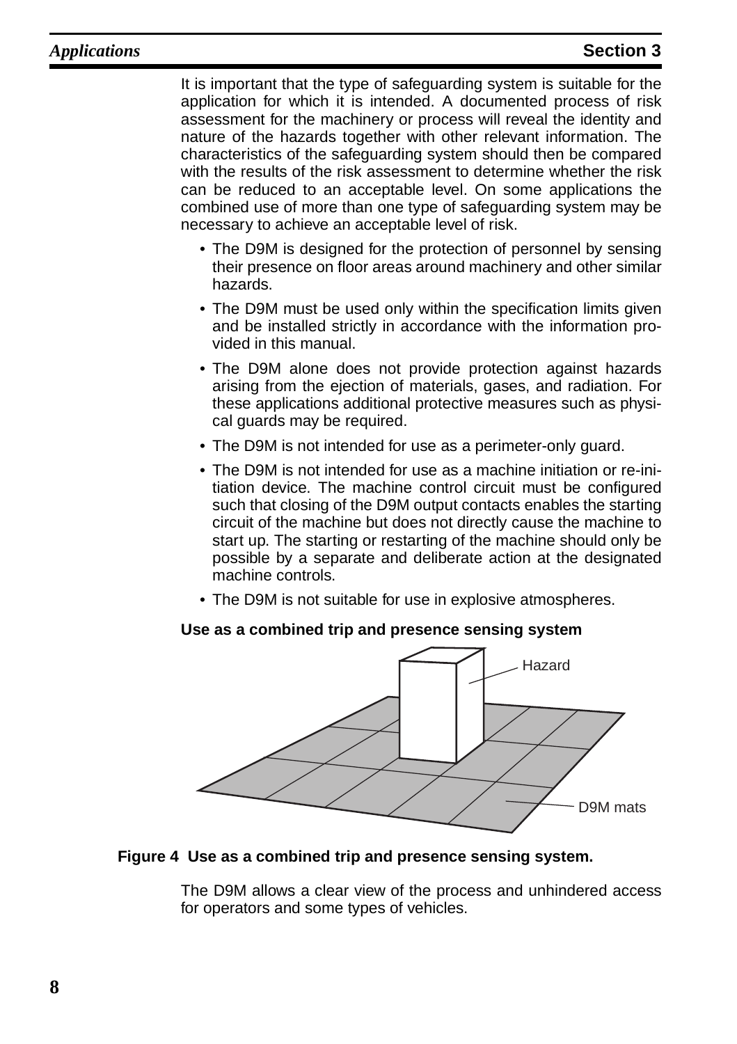It is important that the type of safeguarding system is suitable for the application for which it is intended. A documented process of risk assessment for the machinery or process will reveal the identity and nature of the hazards together with other relevant information. The characteristics of the safeguarding system should then be compared with the results of the risk assessment to determine whether the risk can be reduced to an acceptable level. On some applications the combined use of more than one type of safeguarding system may be necessary to achieve an acceptable level of risk.

- The D9M is designed for the protection of personnel by sensing their presence on floor areas around machinery and other similar hazards.
- The D9M must be used only within the specification limits given and be installed strictly in accordance with the information provided in this manual.
- The D9M alone does not provide protection against hazards arising from the ejection of materials, gases, and radiation. For these applications additional protective measures such as physical guards may be required.
- The D9M is not intended for use as a perimeter-only guard.
- The D9M is not intended for use as a machine initiation or re-initiation device. The machine control circuit must be configured such that closing of the D9M output contacts enables the starting circuit of the machine but does not directly cause the machine to start up. The starting or restarting of the machine should only be possible by a separate and deliberate action at the designated machine controls.
- The D9M is not suitable for use in explosive atmospheres.

**Use as a combined trip and presence sensing system**

Hazard

D9M mats

**Figure 4 Use as a combined trip and presence sensing system.**

The D9M allows a clear view of the process and unhindered access for operators and some types of vehicles.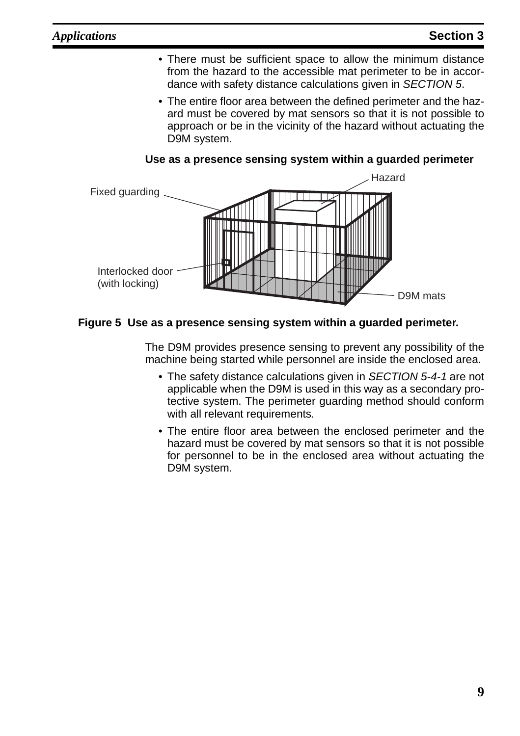- There must be sufficient space to allow the minimum distance from the hazard to the accessible mat perimeter to be in accordance with safety distance calculations given in *SECTION 5*.
- The entire floor area between the defined perimeter and the hazard must be covered by mat sensors so that it is not possible to approach or be in the vicinity of the hazard without actuating the D9M system.

**Use as a presence sensing system within a guarded perimeter**

**Figure 5 Use as a presence sensing system within a guarded perimeter.**

The D9M provides presence sensing to prevent any possibility of the machine being started while personnel are inside the enclosed area.

- The safety distance calculations given in *SECTION 5-4-1* are not applicable when the D9M is used in this way as a secondary protective system. The perimeter guarding method should conform with all relevant requirements.
- The entire floor area between the enclosed perimeter and the hazard must be covered by mat sensors so that it is not possible for personnel to be in the enclosed area without actuating the D9M system.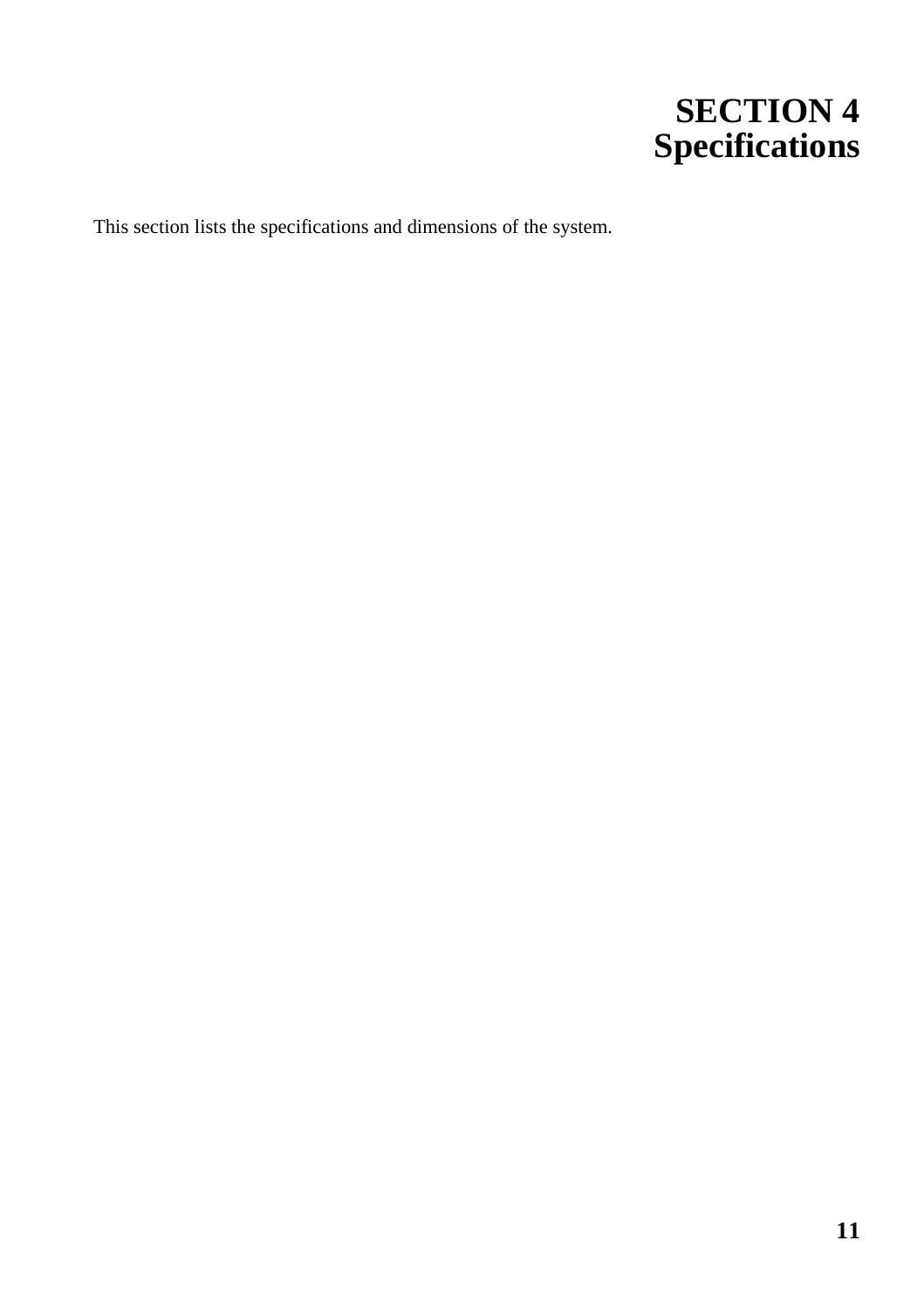# SECTION 4
# Specifications

This section lists the specifications and dimensions of the system.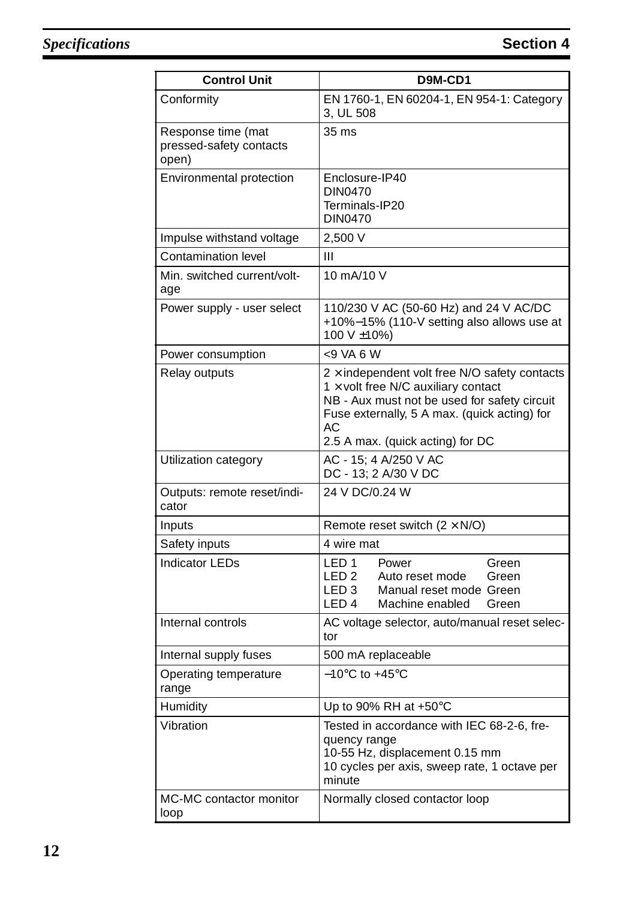| Control Unit | D9M-CD1 |
| --- | --- |
| Conformity | EN 1760-1, EN 60204-1, EN 954-1: Category 3, UL 508 |
| Response time (mat pressed-safety contacts open) | 35 ms |
| Environmental protection | Enclosure-IP40<br>DIN0470<br>Terminals-IP20<br>DIN0470 |
| Impulse withstand voltage | 2,500 V |
| Contamination level | III |
| Min. switched current/voltage | 10 mA/10 V |
| Power supply - user select | 110/230 V AC (50-60 Hz) and 24 V AC/DC +10%−15% (110-V setting also allows use at 100 V ±10%) |
| Power consumption | <9 VA 6 W |
| Relay outputs | 2 × independent volt free N/O safety contacts<br>1 × volt free N/C auxiliary contact<br>NB - Aux must not be used for safety circuit<br>Fuse externally, 5 A max. (quick acting) for AC<br>2.5 A max. (quick acting) for DC |
| Utilization category | AC - 15; 4 A/250 V AC<br>DC - 13; 2 A/30 V DC |
| Outputs: remote reset/indicator | 24 V DC/0.24 W |
| Inputs | Remote reset switch (2 × N/O) |
| Safety inputs | 4 wire mat |
| Indicator LEDs | LED 1 Power Green<br>LED 2 Auto reset mode Green<br>LED 3 Manual reset mode Green<br>LED 4 Machine enabled Green |
| Internal controls | AC voltage selector, auto/manual reset selector |
| Internal supply fuses | 500 mA replaceable |
| Operating temperature range | −10°C to +45°C |
| Humidity | Up to 90% RH at +50°C |
| Vibration | Tested in accordance with IEC 68-2-6, frequency range<br>10-55 Hz, displacement 0.15 mm<br>10 cycles per axis, sweep rate, 1 octave per minute |
| MC-MC contactor monitor loop | Normally closed contactor loop |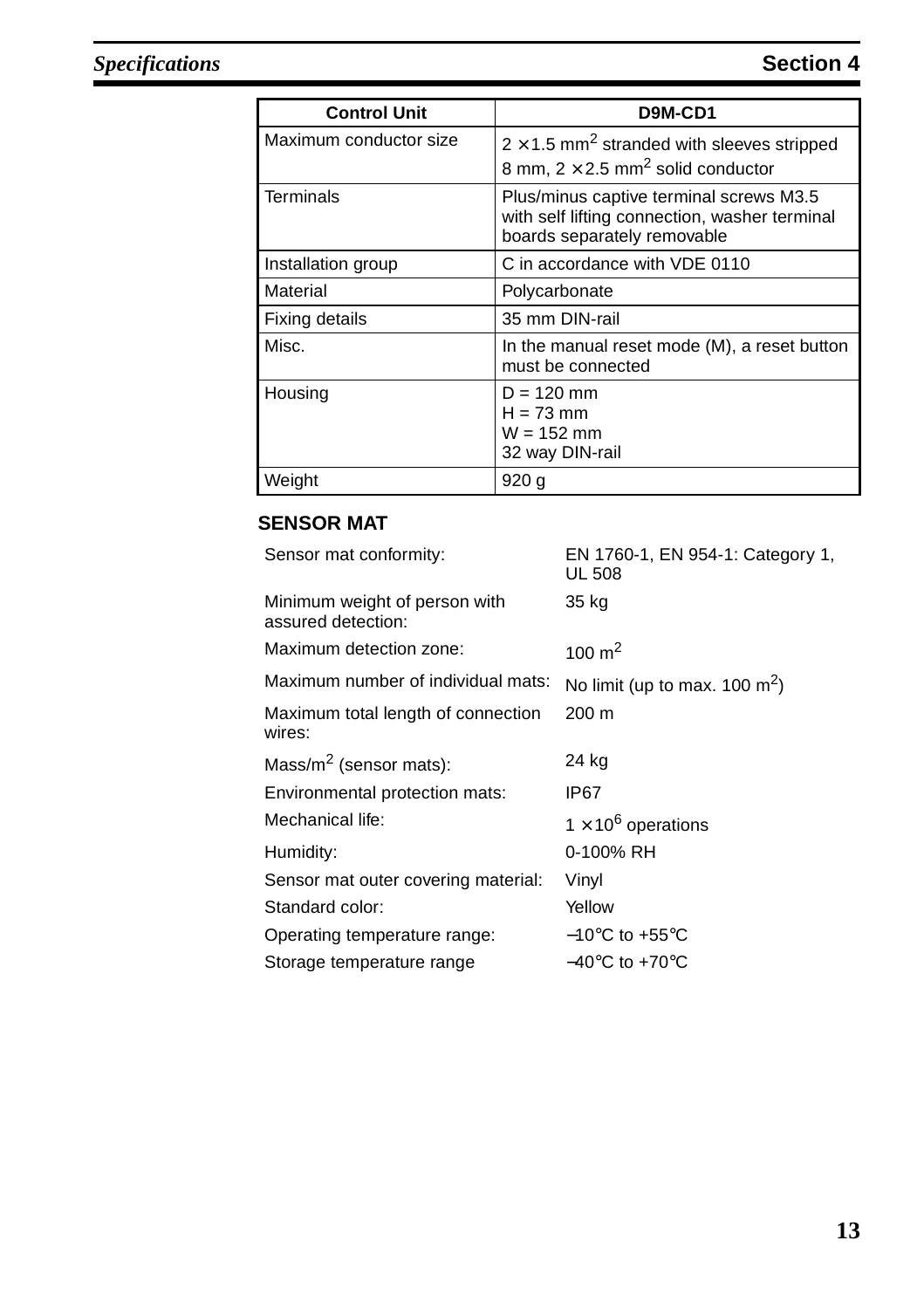| Control Unit | D9M-CD1 |
| --- | --- |
| Maximum conductor size | $2 \times 1.5$ mm$^2$ stranded with sleeves stripped 8 mm, $2 \times 2.5$ mm$^2$ solid conductor |
| Terminals | Plus/minus captive terminal screws M3.5 with self lifting connection, washer terminal boards separately removable |
| Installation group | C in accordance with VDE 0110 |
| Material | Polycarbonate |
| Fixing details | 35 mm DIN-rail |
| Misc. | In the manual reset mode (M), a reset button must be connected |
| Housing | D = 120 mm<br>H = 73 mm<br>W = 152 mm<br>32 way DIN-rail |
| Weight | 920 g |

**SENSOR MAT**

| | |
| --- | --- |
| Sensor mat conformity: | EN 1760-1, EN 954-1: Category 1, UL 508 |
| Minimum weight of person with assured detection: | 35 kg |
| Maximum detection zone: | 100 m$^2$ |
| Maximum number of individual mats: | No limit (up to max. 100 m$^2$) |
| Maximum total length of connection wires: | 200 m |
| Mass/m$^2$ (sensor mats): | 24 kg |
| Environmental protection mats: | IP67 |
| Mechanical life: | $1 \times 10^6$ operations |
| Humidity: | 0-100% RH |
| Sensor mat outer covering material: | Vinyl |
| Standard color: | Yellow |
| Operating temperature range: | −10°C to +55°C |
| Storage temperature range | −40°C to +70°C |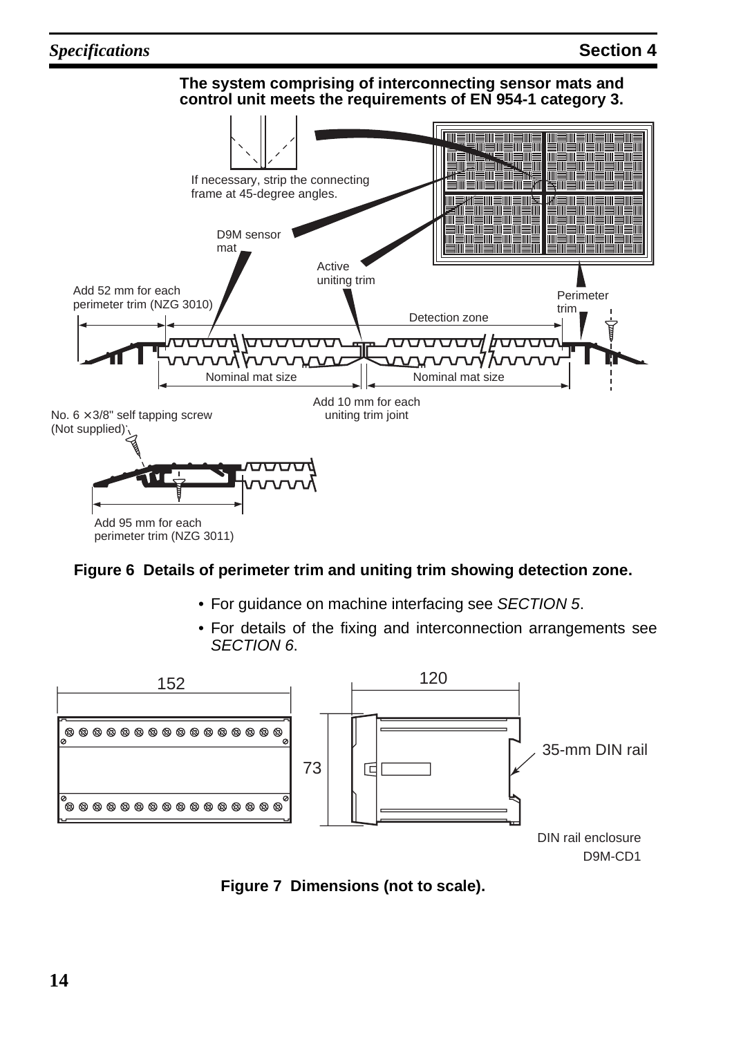**The system comprising of interconnecting sensor mats and control unit meets the requirements of EN 954-1 category 3.**

If necessary, strip the connecting frame at 45-degree angles.

D9M sensor mat

Active uniting trim

Add 52 mm for each perimeter trim (NZG 3010)

Perimeter trim

Detection zone

Nominal mat size

Nominal mat size

Add 10 mm for each uniting trim joint

No. 6 × 3/8" self tapping screw (Not supplied)

Add 95 mm for each perimeter trim (NZG 3011)

**Figure 6 Details of perimeter trim and uniting trim showing detection zone.**

- For guidance on machine interfacing see *SECTION 5*.
- For details of the fixing and interconnection arrangements see *SECTION 6*.

152

120

73

35-mm DIN rail

DIN rail enclosure D9M-CD1

**Figure 7 Dimensions (not to scale).**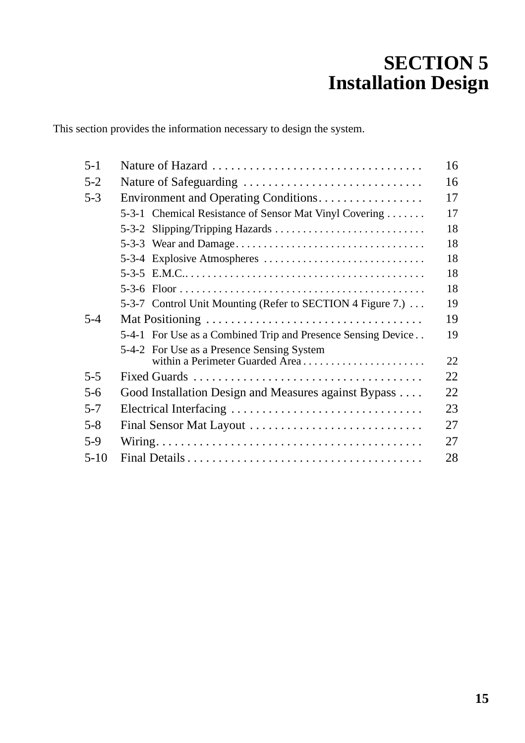# SECTION 5
# Installation Design

This section provides the information necessary to design the system.

| | | |
|---|---|---|
| 5-1 | Nature of Hazard | 16 |
| 5-2 | Nature of Safeguarding | 16 |
| 5-3 | Environment and Operating Conditions | 17 |
| | 5-3-1 Chemical Resistance of Sensor Mat Vinyl Covering | 17 |
| | 5-3-2 Slipping/Tripping Hazards | 18 |
| | 5-3-3 Wear and Damage | 18 |
| | 5-3-4 Explosive Atmospheres | 18 |
| | 5-3-5 E.M.C. | 18 |
| | 5-3-6 Floor | 18 |
| | 5-3-7 Control Unit Mounting (Refer to SECTION 4 Figure 7.) | 19 |
| 5-4 | Mat Positioning | 19 |
| | 5-4-1 For Use as a Combined Trip and Presence Sensing Device | 19 |
| | 5-4-2 For Use as a Presence Sensing System within a Perimeter Guarded Area | 22 |
| 5-5 | Fixed Guards | 22 |
| 5-6 | Good Installation Design and Measures against Bypass | 22 |
| 5-7 | Electrical Interfacing | 23 |
| 5-8 | Final Sensor Mat Layout | 27 |
| 5-9 | Wiring | 27 |
| 5-10 | Final Details | 28 |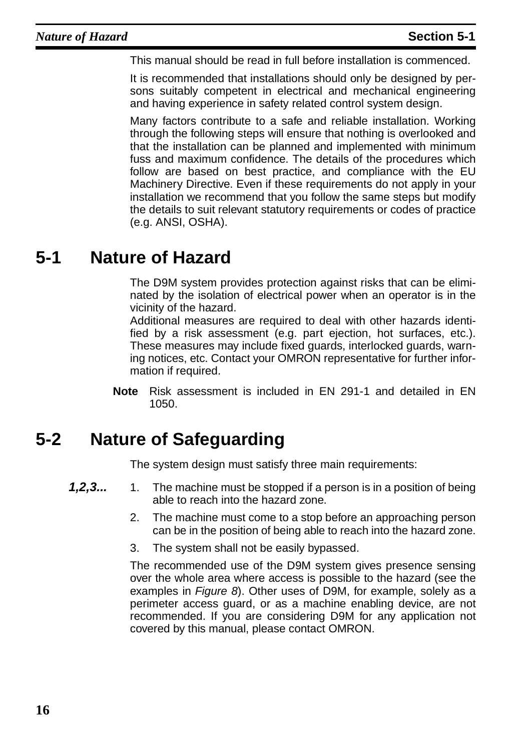This manual should be read in full before installation is commenced.

It is recommended that installations should only be designed by persons suitably competent in electrical and mechanical engineering and having experience in safety related control system design.

Many factors contribute to a safe and reliable installation. Working through the following steps will ensure that nothing is overlooked and that the installation can be planned and implemented with minimum fuss and maximum confidence. The details of the procedures which follow are based on best practice, and compliance with the EU Machinery Directive. Even if these requirements do not apply in your installation we recommend that you follow the same steps but modify the details to suit relevant statutory requirements or codes of practice (e.g. ANSI, OSHA).

## 5-1 Nature of Hazard

The D9M system provides protection against risks that can be eliminated by the isolation of electrical power when an operator is in the vicinity of the hazard.
Additional measures are required to deal with other hazards identified by a risk assessment (e.g. part ejection, hot surfaces, etc.). These measures may include fixed guards, interlocked guards, warning notices, etc. Contact your OMRON representative for further information if required.

**Note** Risk assessment is included in EN 291-1 and detailed in EN 1050.

## 5-2 Nature of Safeguarding

The system design must satisfy three main requirements:

***1,2,3...***

1. The machine must be stopped if a person is in a position of being able to reach into the hazard zone.
2. The machine must come to a stop before an approaching person can be in the position of being able to reach into the hazard zone.
3. The system shall not be easily bypassed.

The recommended use of the D9M system gives presence sensing over the whole area where access is possible to the hazard (see the examples in *Figure 8*). Other uses of D9M, for example, solely as a perimeter access guard, or as a machine enabling device, are not recommended. If you are considering D9M for any application not covered by this manual, please contact OMRON.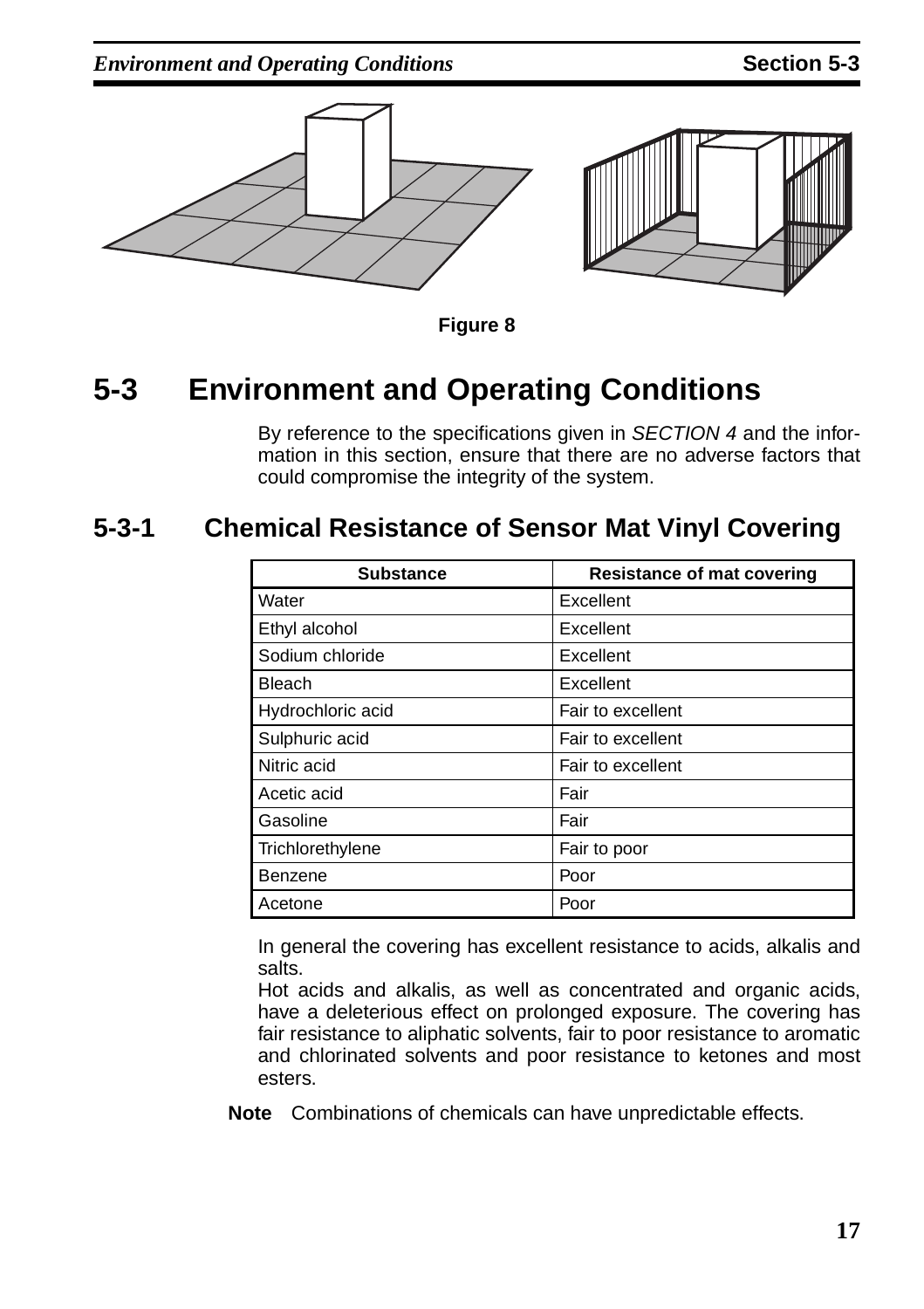Figure 8

## 5-3 Environment and Operating Conditions

By reference to the specifications given in *SECTION 4* and the information in this section, ensure that there are no adverse factors that could compromise the integrity of the system.

### 5-3-1 Chemical Resistance of Sensor Mat Vinyl Covering

| Substance | Resistance of mat covering |
|---|---|
| Water | Excellent |
| Ethyl alcohol | Excellent |
| Sodium chloride | Excellent |
| Bleach | Excellent |
| Hydrochloric acid | Fair to excellent |
| Sulphuric acid | Fair to excellent |
| Nitric acid | Fair to excellent |
| Acetic acid | Fair |
| Gasoline | Fair |
| Trichlorethylene | Fair to poor |
| Benzene | Poor |
| Acetone | Poor |

In general the covering has excellent resistance to acids, alkalis and salts.

Hot acids and alkalis, as well as concentrated and organic acids, have a deleterious effect on prolonged exposure. The covering has fair resistance to aliphatic solvents, fair to poor resistance to aromatic and chlorinated solvents and poor resistance to ketones and most esters.

**Note** Combinations of chemicals can have unpredictable effects.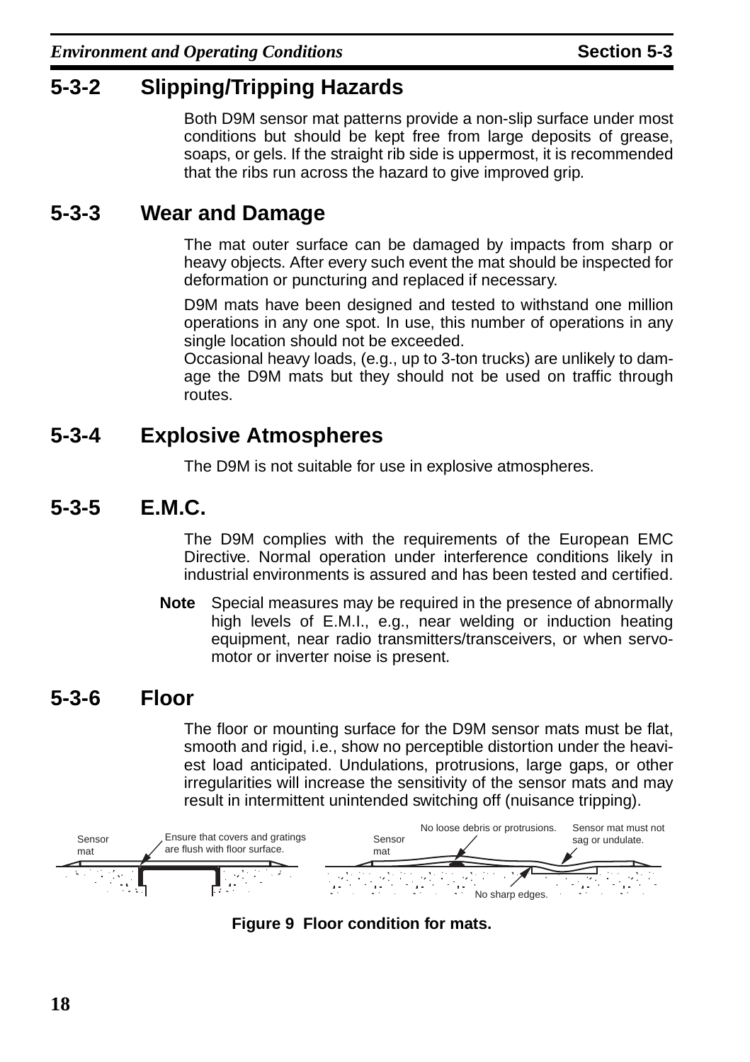## 5-3-2 Slipping/Tripping Hazards

Both D9M sensor mat patterns provide a non-slip surface under most conditions but should be kept free from large deposits of grease, soaps, or gels. If the straight rib side is uppermost, it is recommended that the ribs run across the hazard to give improved grip.

## 5-3-3 Wear and Damage

The mat outer surface can be damaged by impacts from sharp or heavy objects. After every such event the mat should be inspected for deformation or puncturing and replaced if necessary.

D9M mats have been designed and tested to withstand one million operations in any one spot. In use, this number of operations in any single location should not be exceeded.
Occasional heavy loads, (e.g., up to 3-ton trucks) are unlikely to damage the D9M mats but they should not be used on traffic through routes.

## 5-3-4 Explosive Atmospheres

The D9M is not suitable for use in explosive atmospheres.

## 5-3-5 E.M.C.

The D9M complies with the requirements of the European EMC Directive. Normal operation under interference conditions likely in industrial environments is assured and has been tested and certified.

**Note** Special measures may be required in the presence of abnormally high levels of E.M.I., e.g., near welding or induction heating equipment, near radio transmitters/transceivers, or when servomotor or inverter noise is present.

## 5-3-6 Floor

The floor or mounting surface for the D9M sensor mats must be flat, smooth and rigid, i.e., show no perceptible distortion under the heaviest load anticipated. Undulations, protrusions, large gaps, or other irregularities will increase the sensitivity of the sensor mats and may result in intermittent unintended switching off (nuisance tripping).

Sensor mat — Ensure that covers and gratings are flush with floor surface.

Sensor mat — No loose debris or protrusions. — Sensor mat must not sag or undulate. — No sharp edges.

**Figure 9 Floor condition for mats.**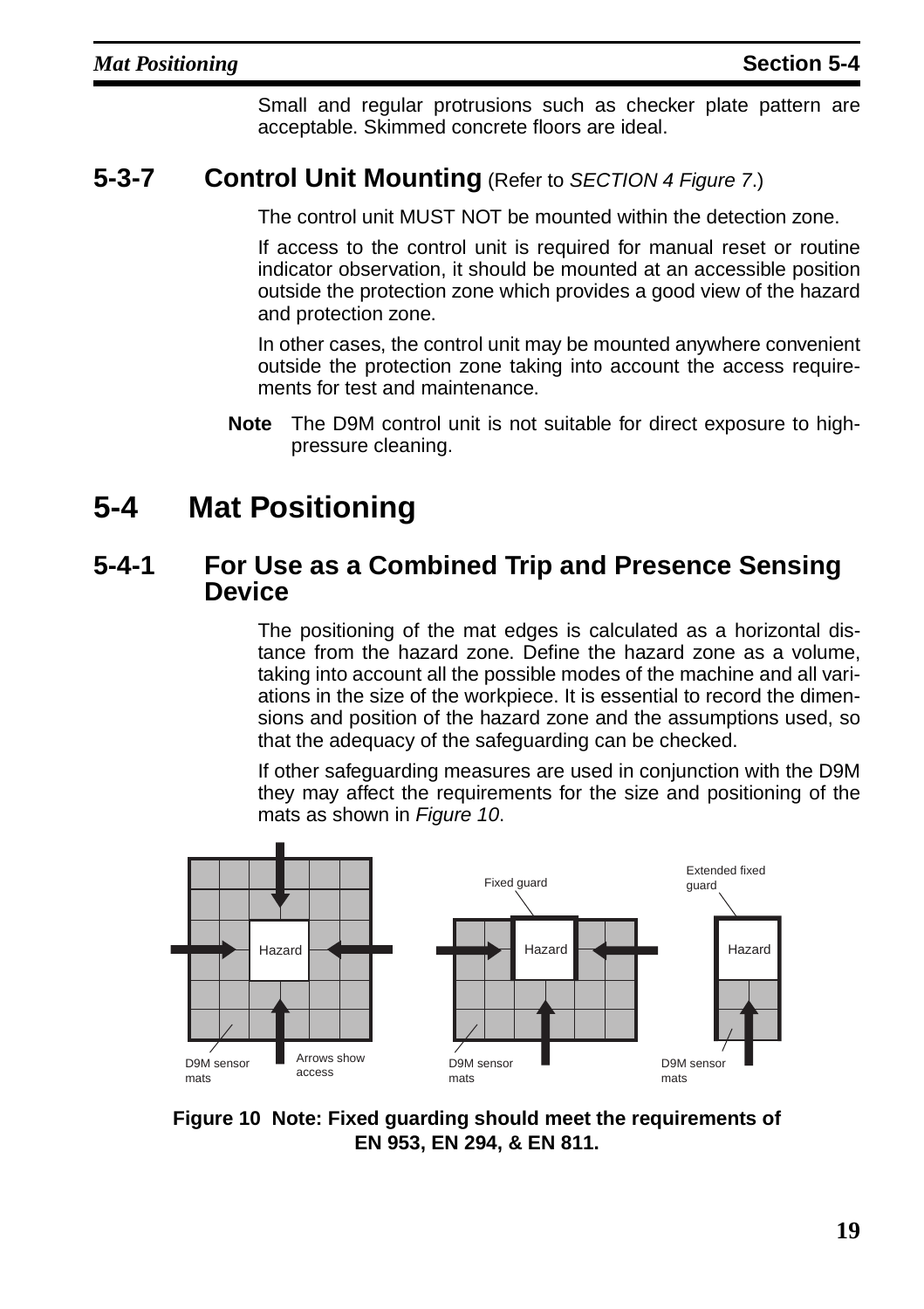Small and regular protrusions such as checker plate pattern are acceptable. Skimmed concrete floors are ideal.

### 5-3-7 Control Unit Mounting (Refer to *SECTION 4 Figure 7*.)

The control unit MUST NOT be mounted within the detection zone.

If access to the control unit is required for manual reset or routine indicator observation, it should be mounted at an accessible position outside the protection zone which provides a good view of the hazard and protection zone.

In other cases, the control unit may be mounted anywhere convenient outside the protection zone taking into account the access requirements for test and maintenance.

**Note** The D9M control unit is not suitable for direct exposure to high-pressure cleaning.

## 5-4 Mat Positioning

### 5-4-1 For Use as a Combined Trip and Presence Sensing Device

The positioning of the mat edges is calculated as a horizontal distance from the hazard zone. Define the hazard zone as a volume, taking into account all the possible modes of the machine and all variations in the size of the workpiece. It is essential to record the dimensions and position of the hazard zone and the assumptions used, so that the adequacy of the safeguarding can be checked.

If other safeguarding measures are used in conjunction with the D9M they may affect the requirements for the size and positioning of the mats as shown in *Figure 10*.

Hazard — D9M sensor mats — Arrows show access

Fixed guard — Hazard — D9M sensor mats

Extended fixed guard — Hazard — D9M sensor mats

**Figure 10 Note: Fixed guarding should meet the requirements of EN 953, EN 294, & EN 811.**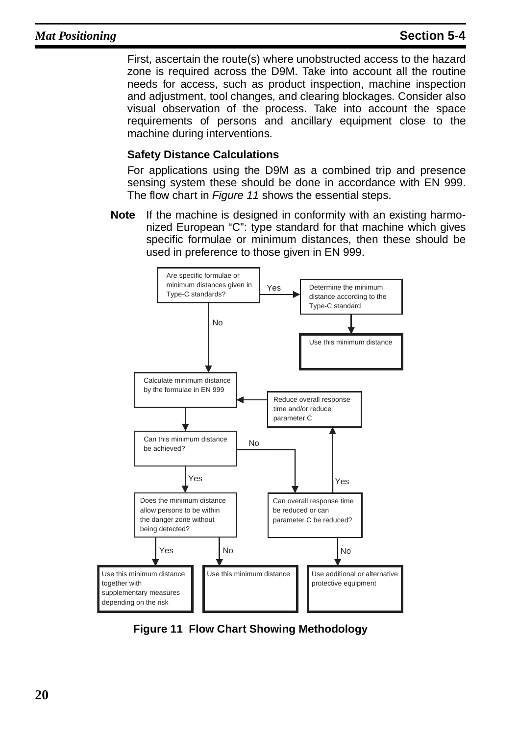First, ascertain the route(s) where unobstructed access to the hazard zone is required across the D9M. Take into account all the routine needs for access, such as product inspection, machine inspection and adjustment, tool changes, and clearing blockages. Consider also visual observation of the process. Take into account the space requirements of persons and ancillary equipment close to the machine during interventions.

### Safety Distance Calculations

For applications using the D9M as a combined trip and presence sensing system these should be done in accordance with EN 999. The flow chart in *Figure 11* shows the essential steps.

**Note** If the machine is designed in conformity with an existing harmonized European "C": type standard for that machine which gives specific formulae or minimum distances, then these should be used in preference to those given in EN 999.

- Are specific formulae or minimum distances given in Type-C standards?
  - Yes → Determine the minimum distance according to the Type-C standard → Use this minimum distance
  - No → Calculate minimum distance by the formulae in EN 999
- Calculate minimum distance by the formulae in EN 999 → Can this minimum distance be achieved?
  - Yes → Does the minimum distance allow persons to be within the danger zone without being detected?
    - Yes → Use this minimum distance together with supplementary measures depending on the risk
    - No → Use this minimum distance
  - No → Can overall response time be reduced or can parameter C be reduced?
    - Yes → Reduce overall response time and/or reduce parameter C → Calculate minimum distance by the formulae in EN 999
    - No → Use additional or alternative protective equipment

**Figure 11 Flow Chart Showing Methodology**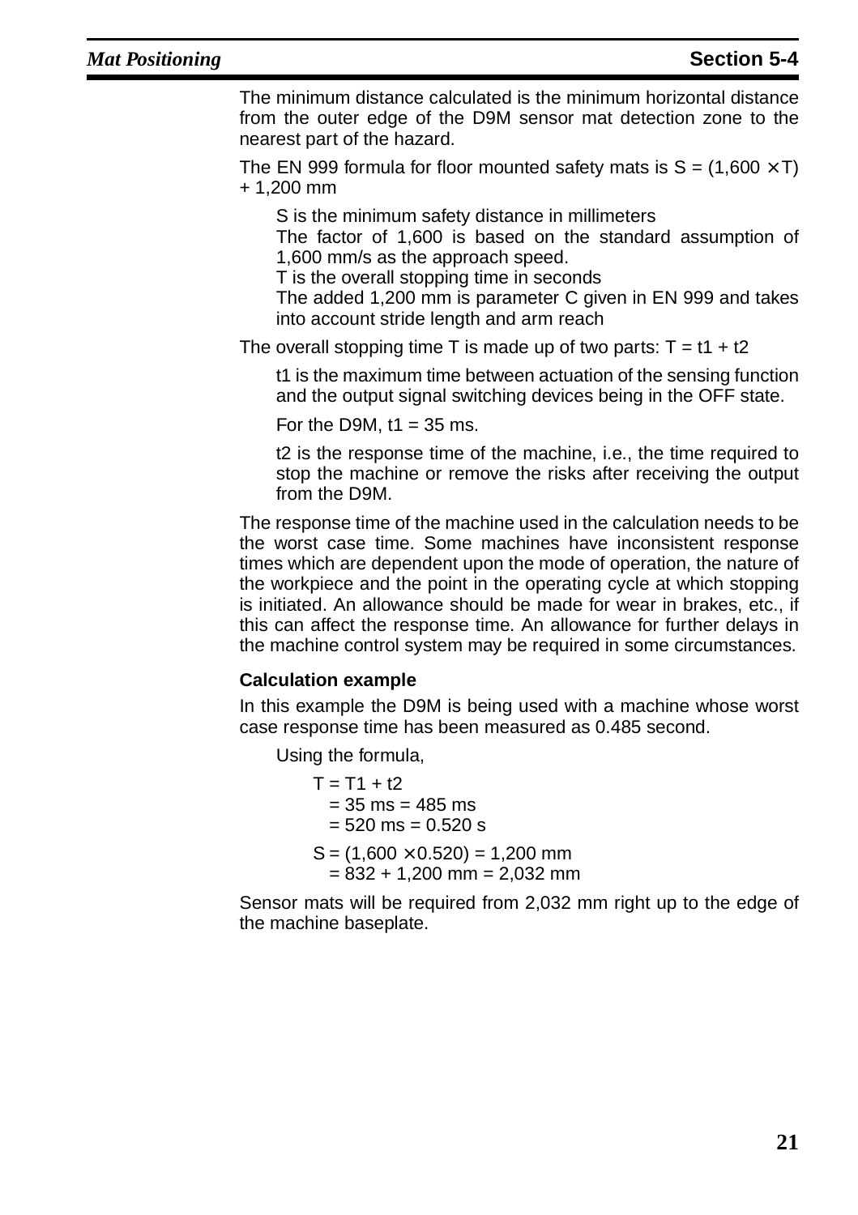The minimum distance calculated is the minimum horizontal distance from the outer edge of the D9M sensor mat detection zone to the nearest part of the hazard.

The EN 999 formula for floor mounted safety mats is $S = (1{,}600 \times T) + 1{,}200$ mm

S is the minimum safety distance in millimeters
The factor of 1,600 is based on the standard assumption of 1,600 mm/s as the approach speed.
T is the overall stopping time in seconds
The added 1,200 mm is parameter C given in EN 999 and takes into account stride length and arm reach

The overall stopping time T is made up of two parts: $T = t1 + t2$

t1 is the maximum time between actuation of the sensing function and the output signal switching devices being in the OFF state.

For the D9M, t1 = 35 ms.

t2 is the response time of the machine, i.e., the time required to stop the machine or remove the risks after receiving the output from the D9M.

The response time of the machine used in the calculation needs to be the worst case time. Some machines have inconsistent response times which are dependent upon the mode of operation, the nature of the workpiece and the point in the operating cycle at which stopping is initiated. An allowance should be made for wear in brakes, etc., if this can affect the response time. An allowance for further delays in the machine control system may be required in some circumstances.

**Calculation example**

In this example the D9M is being used with a machine whose worst case response time has been measured as 0.485 second.

Using the formula,

$$T = T1 + t2$$
$$= 35 \text{ ms} = 485 \text{ ms}$$
$$= 520 \text{ ms} = 0.520 \text{ s}$$

$$S = (1{,}600 \times 0.520) = 1{,}200 \text{ mm}$$
$$= 832 + 1{,}200 \text{ mm} = 2{,}032 \text{ mm}$$

Sensor mats will be required from 2,032 mm right up to the edge of the machine baseplate.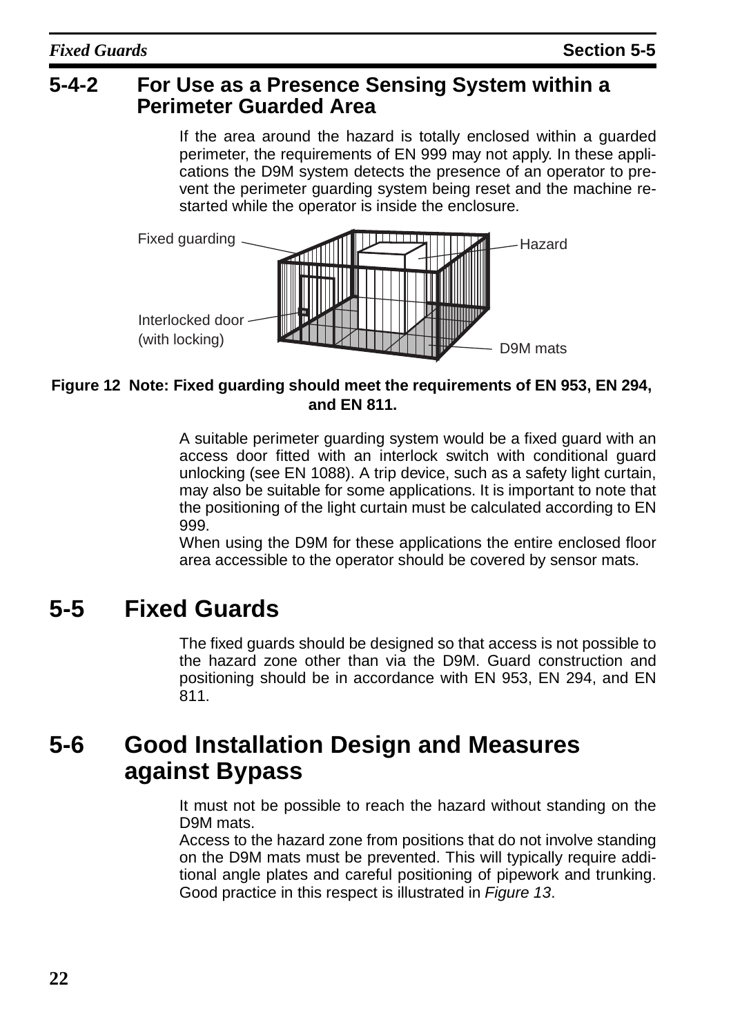### 5-4-2 For Use as a Presence Sensing System within a Perimeter Guarded Area

If the area around the hazard is totally enclosed within a guarded perimeter, the requirements of EN 999 may not apply. In these applications the D9M system detects the presence of an operator to prevent the perimeter guarding system being reset and the machine restarted while the operator is inside the enclosure.

Fixed guarding

Hazard

Interlocked door (with locking)

D9M mats

**Figure 12 Note: Fixed guarding should meet the requirements of EN 953, EN 294, and EN 811.**

A suitable perimeter guarding system would be a fixed guard with an access door fitted with an interlock switch with conditional guard unlocking (see EN 1088). A trip device, such as a safety light curtain, may also be suitable for some applications. It is important to note that the positioning of the light curtain must be calculated according to EN 999.

When using the D9M for these applications the entire enclosed floor area accessible to the operator should be covered by sensor mats.

## 5-5 Fixed Guards

The fixed guards should be designed so that access is not possible to the hazard zone other than via the D9M. Guard construction and positioning should be in accordance with EN 953, EN 294, and EN 811.

## 5-6 Good Installation Design and Measures against Bypass

It must not be possible to reach the hazard without standing on the D9M mats.

Access to the hazard zone from positions that do not involve standing on the D9M mats must be prevented. This will typically require additional angle plates and careful positioning of pipework and trunking. Good practice in this respect is illustrated in *Figure 13*.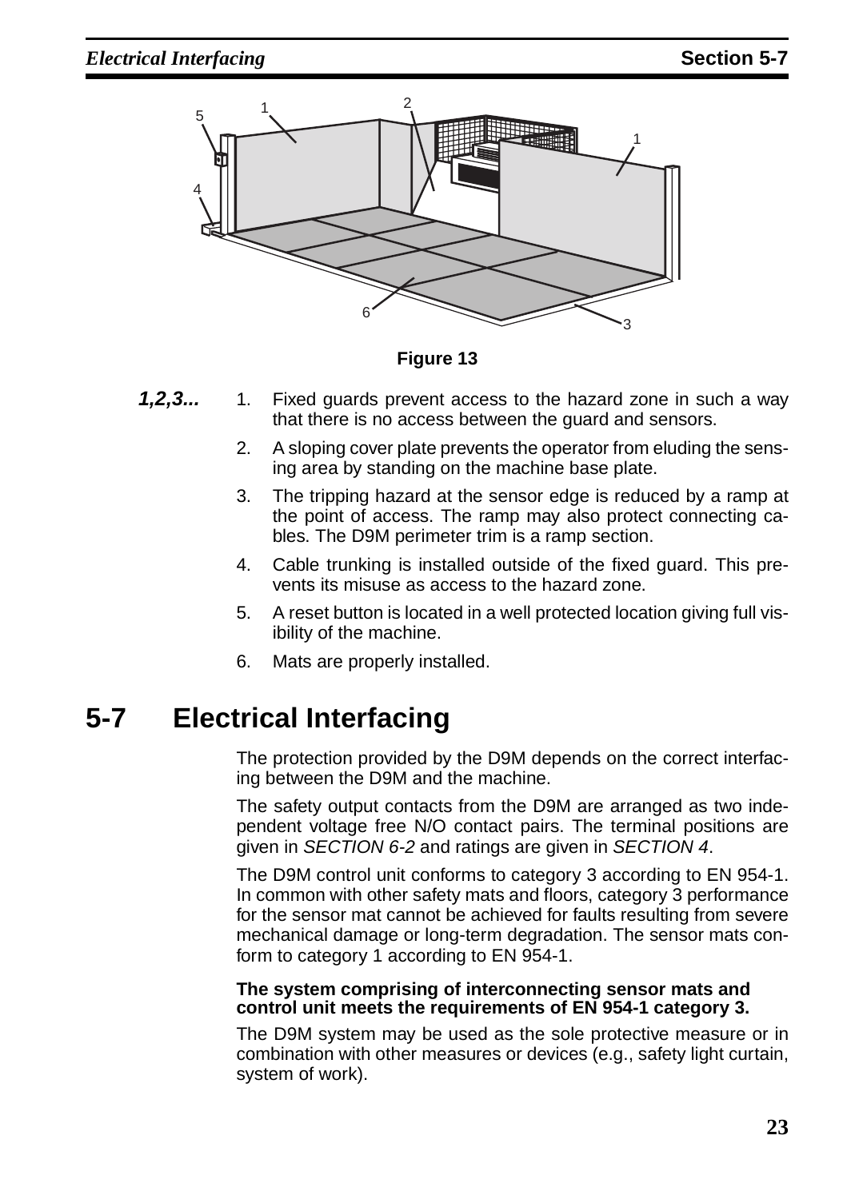**Figure 13**

***1,2,3...***

1. Fixed guards prevent access to the hazard zone in such a way that there is no access between the guard and sensors.
2. A sloping cover plate prevents the operator from eluding the sensing area by standing on the machine base plate.
3. The tripping hazard at the sensor edge is reduced by a ramp at the point of access. The ramp may also protect connecting cables. The D9M perimeter trim is a ramp section.
4. Cable trunking is installed outside of the fixed guard. This prevents its misuse as access to the hazard zone.
5. A reset button is located in a well protected location giving full visibility of the machine.
6. Mats are properly installed.

# 5-7 Electrical Interfacing

The protection provided by the D9M depends on the correct interfacing between the D9M and the machine.

The safety output contacts from the D9M are arranged as two independent voltage free N/O contact pairs. The terminal positions are given in *SECTION 6-2* and ratings are given in *SECTION 4*.

The D9M control unit conforms to category 3 according to EN 954-1. In common with other safety mats and floors, category 3 performance for the sensor mat cannot be achieved for faults resulting from severe mechanical damage or long-term degradation. The sensor mats conform to category 1 according to EN 954-1.

**The system comprising of interconnecting sensor mats and control unit meets the requirements of EN 954-1 category 3.**

The D9M system may be used as the sole protective measure or in combination with other measures or devices (e.g., safety light curtain, system of work).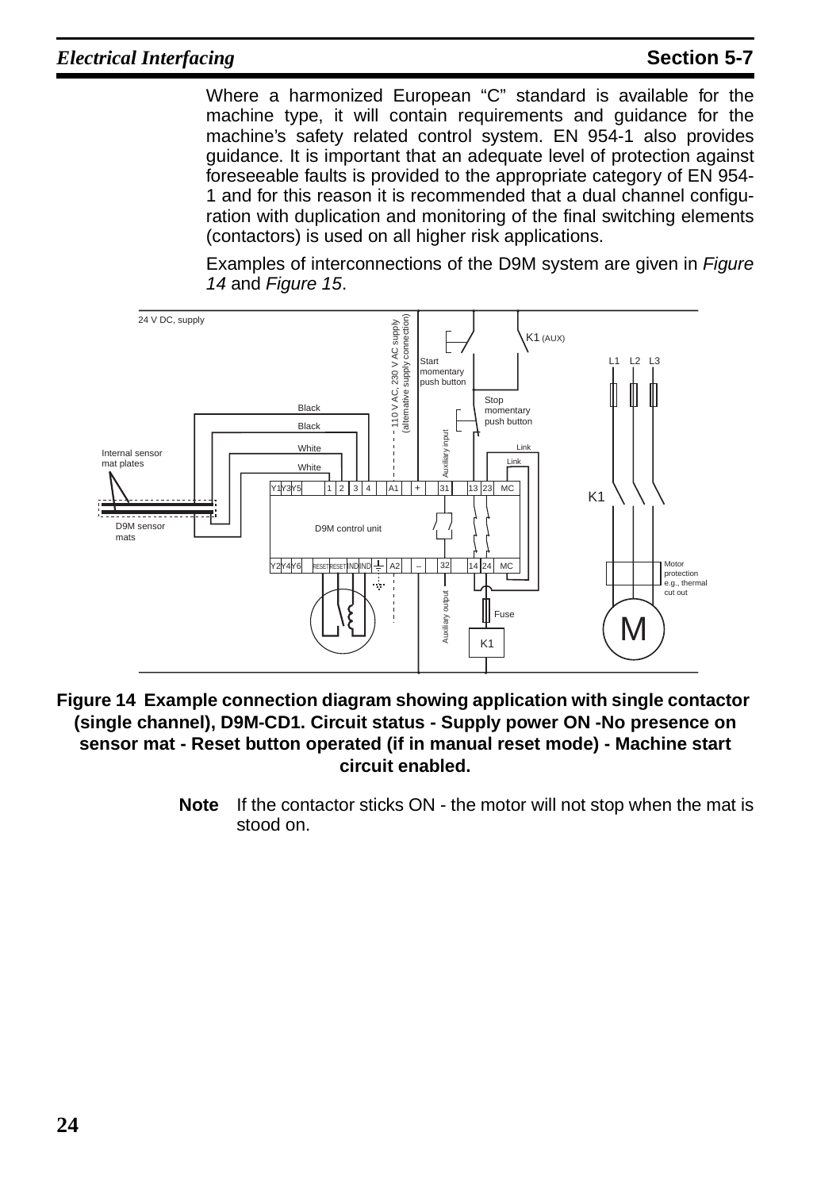Where a harmonized European “C” standard is available for the machine type, it will contain requirements and guidance for the machine’s safety related control system. EN 954-1 also provides guidance. It is important that an adequate level of protection against foreseeable faults is provided to the appropriate category of EN 954-1 and for this reason it is recommended that a dual channel configuration with duplication and monitoring of the final switching elements (contactors) is used on all higher risk applications.

Examples of interconnections of the D9M system are given in *Figure 14* and *Figure 15*.

**Figure 14 Example connection diagram showing application with single contactor (single channel), D9M-CD1. Circuit status - Supply power ON -No presence on sensor mat - Reset button operated (if in manual reset mode) - Machine start circuit enabled.**

**Note** If the contactor sticks ON - the motor will not stop when the mat is stood on.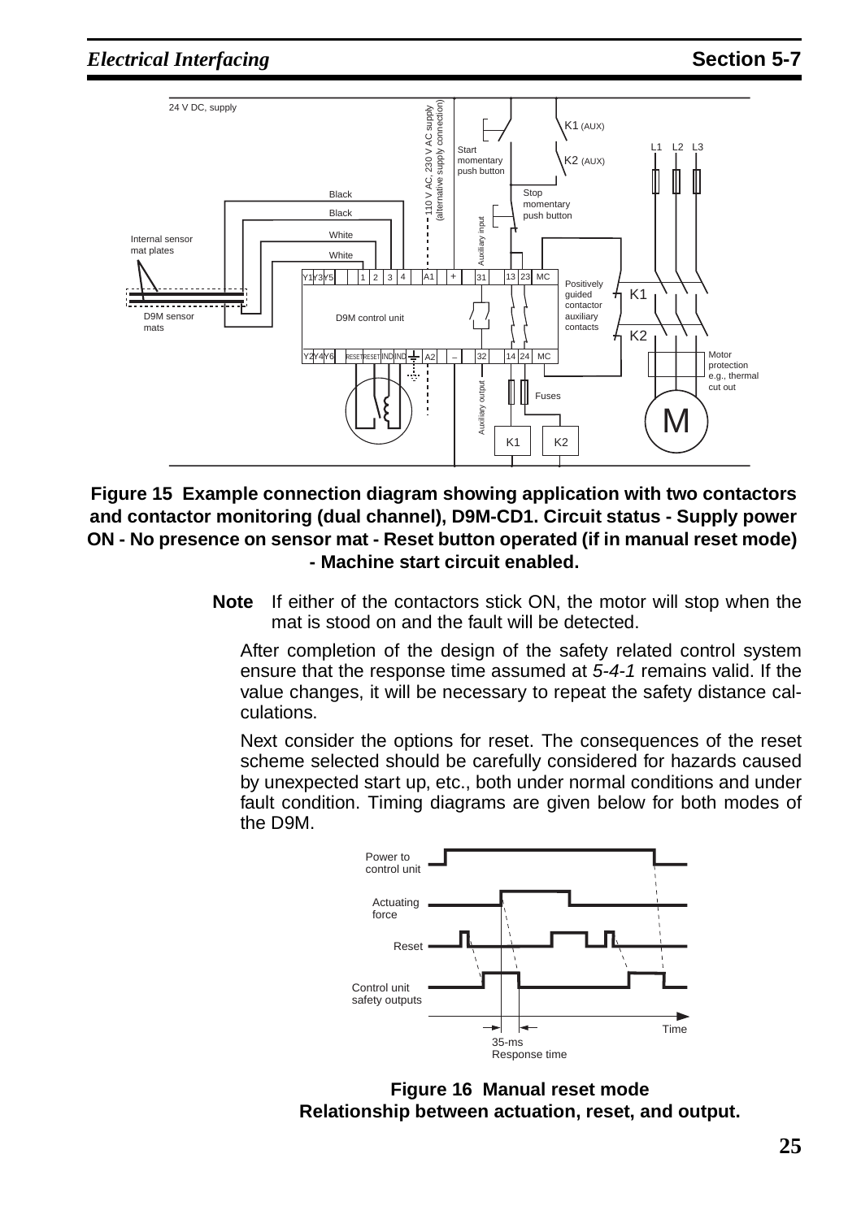**Figure 15 Example connection diagram showing application with two contactors and contactor monitoring (dual channel), D9M-CD1. Circuit status - Supply power ON - No presence on sensor mat - Reset button operated (if in manual reset mode) - Machine start circuit enabled.**

**Note** If either of the contactors stick ON, the motor will stop when the mat is stood on and the fault will be detected.

After completion of the design of the safety related control system ensure that the response time assumed at *5-4-1* remains valid. If the value changes, it will be necessary to repeat the safety distance calculations.

Next consider the options for reset. The consequences of the reset scheme selected should be carefully considered for hazards caused by unexpected start up, etc., both under normal conditions and under fault condition. Timing diagrams are given below for both modes of the D9M.

**Figure 16 Manual reset mode**
**Relationship between actuation, reset, and output.**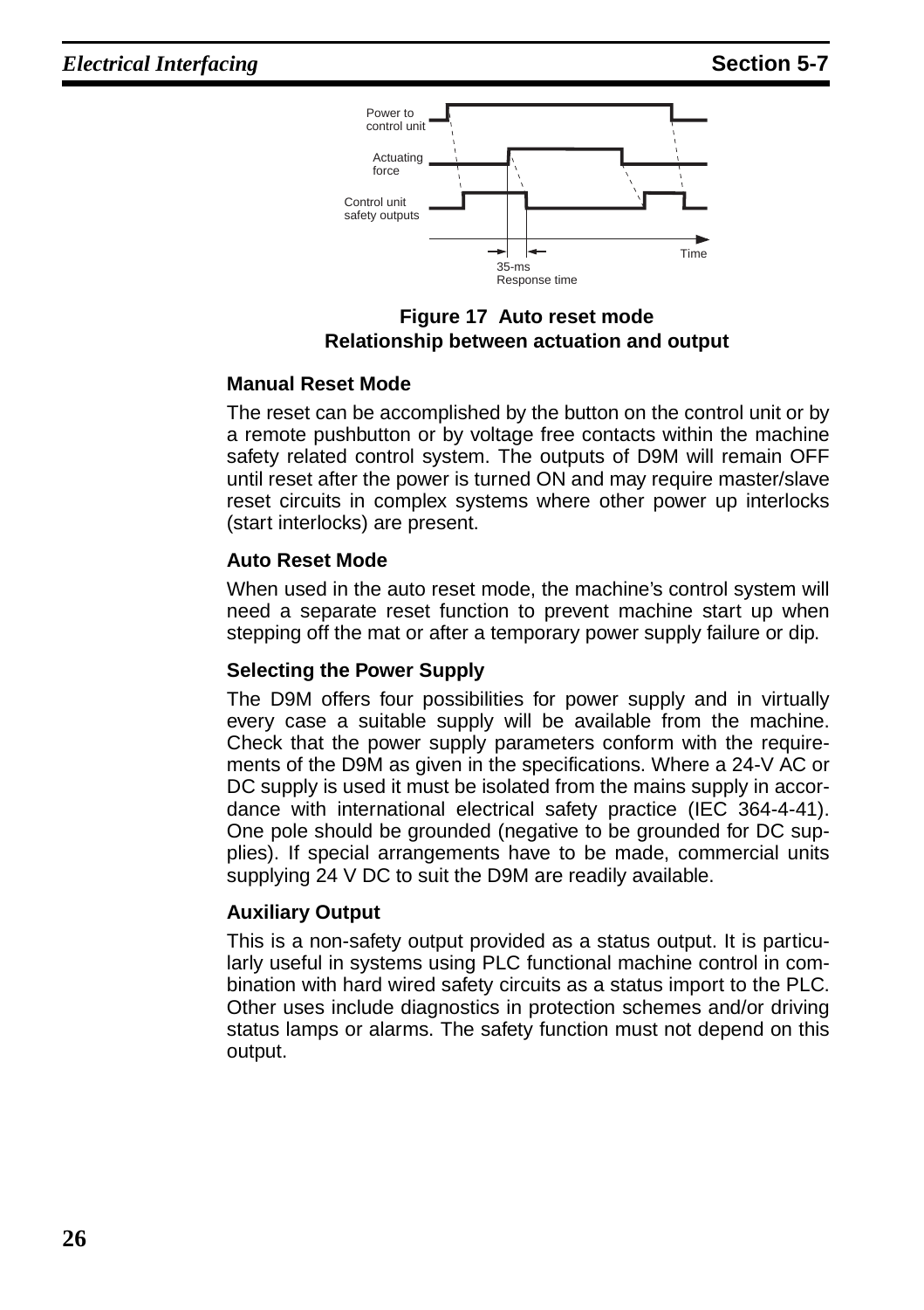**Figure 17 Auto reset mode**
**Relationship between actuation and output**

### Manual Reset Mode

The reset can be accomplished by the button on the control unit or by a remote pushbutton or by voltage free contacts within the machine safety related control system. The outputs of D9M will remain OFF until reset after the power is turned ON and may require master/slave reset circuits in complex systems where other power up interlocks (start interlocks) are present.

### Auto Reset Mode

When used in the auto reset mode, the machine's control system will need a separate reset function to prevent machine start up when stepping off the mat or after a temporary power supply failure or dip.

### Selecting the Power Supply

The D9M offers four possibilities for power supply and in virtually every case a suitable supply will be available from the machine. Check that the power supply parameters conform with the requirements of the D9M as given in the specifications. Where a 24-V AC or DC supply is used it must be isolated from the mains supply in accordance with international electrical safety practice (IEC 364-4-41). One pole should be grounded (negative to be grounded for DC supplies). If special arrangements have to be made, commercial units supplying 24 V DC to suit the D9M are readily available.

### Auxiliary Output

This is a non-safety output provided as a status output. It is particularly useful in systems using PLC functional machine control in combination with hard wired safety circuits as a status import to the PLC. Other uses include diagnostics in protection schemes and/or driving status lamps or alarms. The safety function must not depend on this output.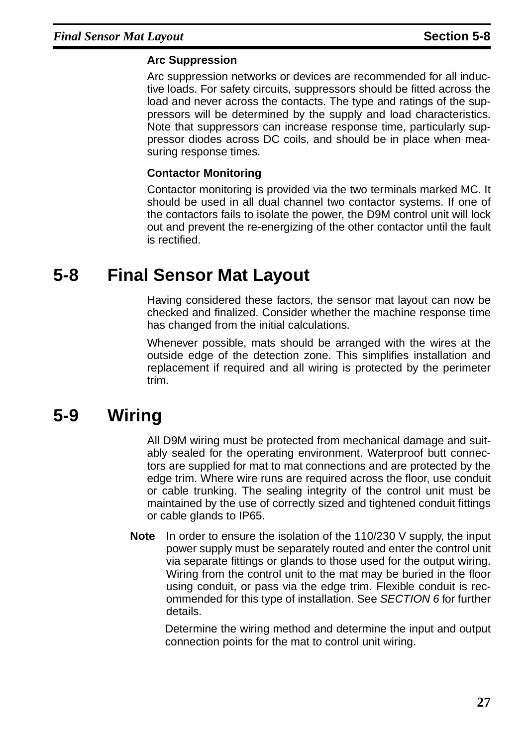### Arc Suppression

Arc suppression networks or devices are recommended for all inductive loads. For safety circuits, suppressors should be fitted across the load and never across the contacts. The type and ratings of the suppressors will be determined by the supply and load characteristics. Note that suppressors can increase response time, particularly suppressor diodes across DC coils, and should be in place when measuring response times.

### Contactor Monitoring

Contactor monitoring is provided via the two terminals marked MC. It should be used in all dual channel two contactor systems. If one of the contactors fails to isolate the power, the D9M control unit will lock out and prevent the re-energizing of the other contactor until the fault is rectified.

## 5-8 Final Sensor Mat Layout

Having considered these factors, the sensor mat layout can now be checked and finalized. Consider whether the machine response time has changed from the initial calculations.

Whenever possible, mats should be arranged with the wires at the outside edge of the detection zone. This simplifies installation and replacement if required and all wiring is protected by the perimeter trim.

## 5-9 Wiring

All D9M wiring must be protected from mechanical damage and suitably sealed for the operating environment. Waterproof butt connectors are supplied for mat to mat connections and are protected by the edge trim. Where wire runs are required across the floor, use conduit or cable trunking. The sealing integrity of the control unit must be maintained by the use of correctly sized and tightened conduit fittings or cable glands to IP65.

**Note** In order to ensure the isolation of the 110/230 V supply, the input power supply must be separately routed and enter the control unit via separate fittings or glands to those used for the output wiring. Wiring from the control unit to the mat may be buried in the floor using conduit, or pass via the edge trim. Flexible conduit is recommended for this type of installation. See *SECTION 6* for further details.

Determine the wiring method and determine the input and output connection points for the mat to control unit wiring.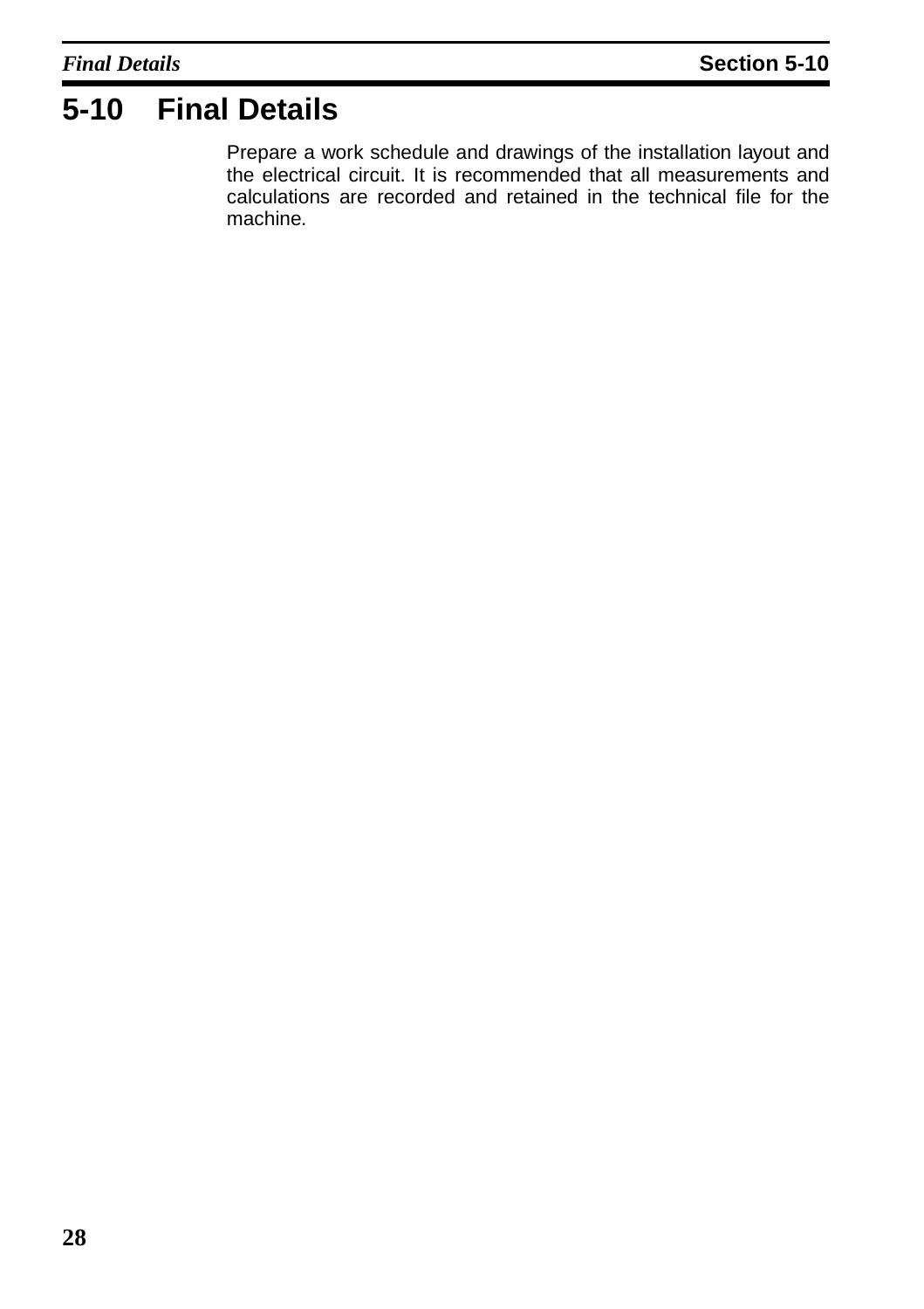## 5-10 Final Details

Prepare a work schedule and drawings of the installation layout and the electrical circuit. It is recommended that all measurements and calculations are recorded and retained in the technical file for the machine.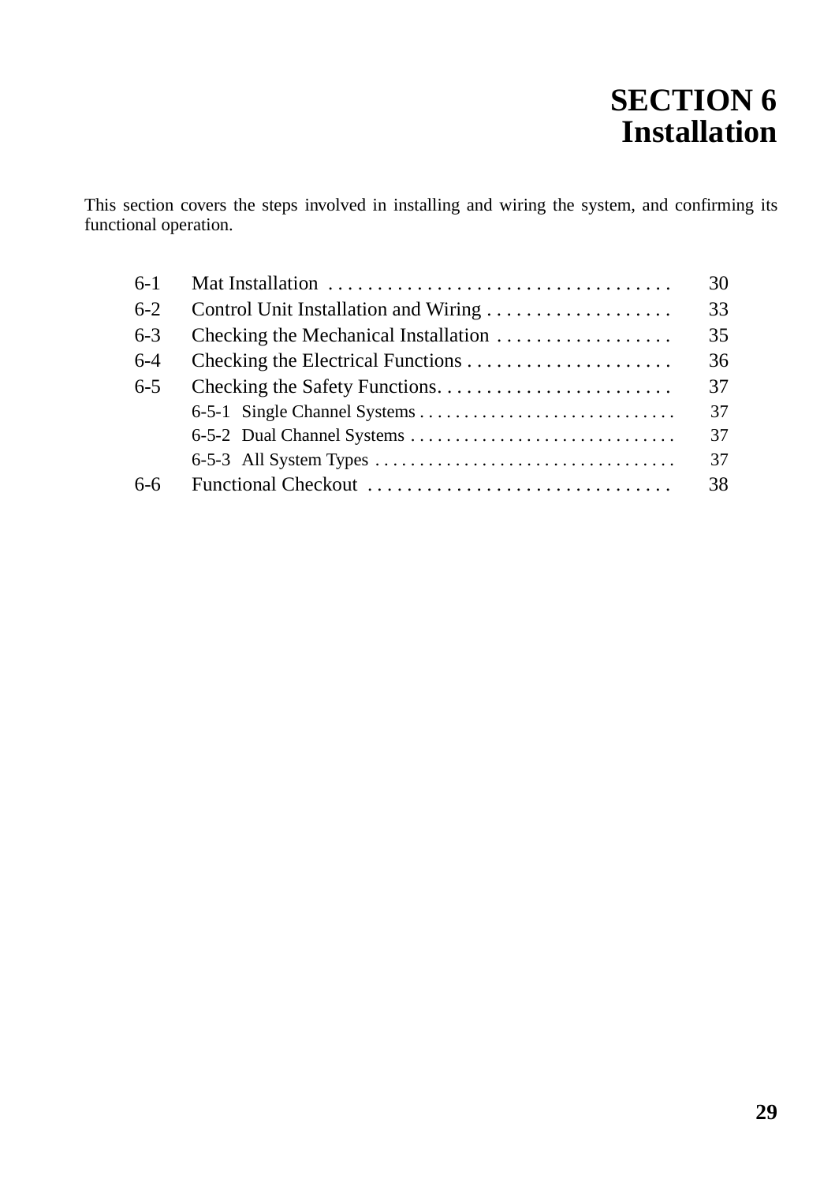# SECTION 6
# Installation

This section covers the steps involved in installing and wiring the system, and confirming its functional operation.

| | | |
|---|---|---|
| 6-1 | Mat Installation | 30 |
| 6-2 | Control Unit Installation and Wiring | 33 |
| 6-3 | Checking the Mechanical Installation | 35 |
| 6-4 | Checking the Electrical Functions | 36 |
| 6-5 | Checking the Safety Functions | 37 |
| | 6-5-1 Single Channel Systems | 37 |
| | 6-5-2 Dual Channel Systems | 37 |
| | 6-5-3 All System Types | 37 |
| 6-6 | Functional Checkout | 38 |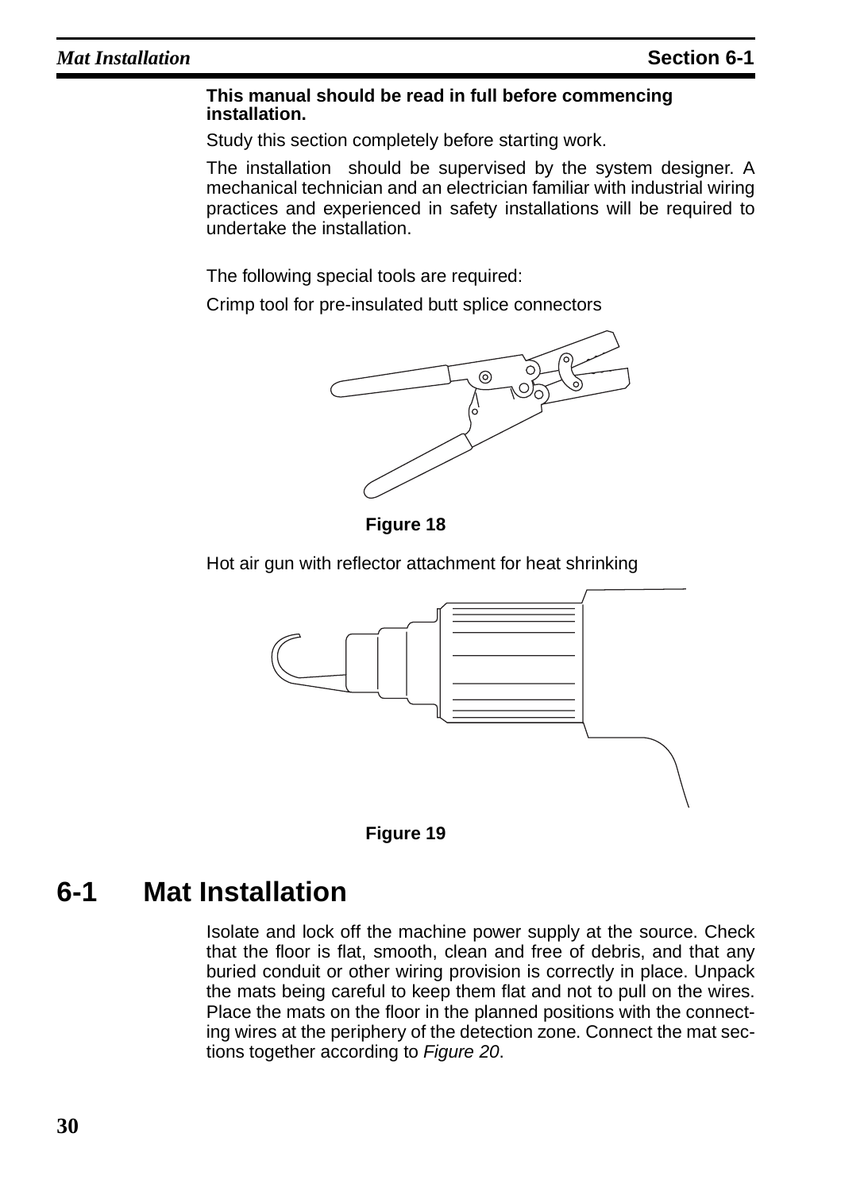**This manual should be read in full before commencing installation.**

Study this section completely before starting work.

The installation should be supervised by the system designer. A mechanical technician and an electrician familiar with industrial wiring practices and experienced in safety installations will be required to undertake the installation.

The following special tools are required:

Crimp tool for pre-insulated butt splice connectors

**Figure 18**

Hot air gun with reflector attachment for heat shrinking

**Figure 19**

## 6-1 Mat Installation

Isolate and lock off the machine power supply at the source. Check that the floor is flat, smooth, clean and free of debris, and that any buried conduit or other wiring provision is correctly in place. Unpack the mats being careful to keep them flat and not to pull on the wires. Place the mats on the floor in the planned positions with the connecting wires at the periphery of the detection zone. Connect the mat sections together according to *Figure 20*.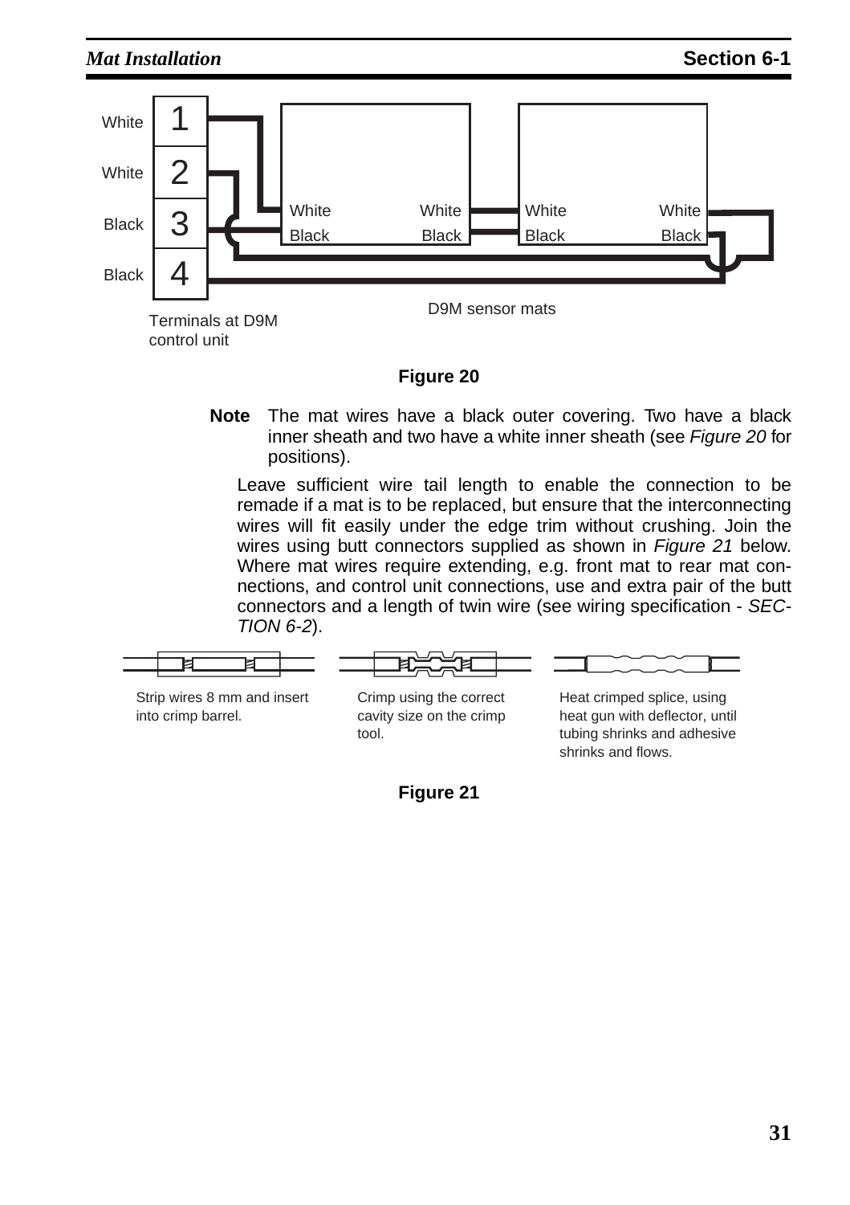White 1
White 2
Black 3
Black 4

Terminals at D9M control unit

White White White White
Black Black Black Black

D9M sensor mats

**Figure 20**

**Note** The mat wires have a black outer covering. Two have a black inner sheath and two have a white inner sheath (see *Figure 20* for positions).

Leave sufficient wire tail length to enable the connection to be remade if a mat is to be replaced, but ensure that the interconnecting wires will fit easily under the edge trim without crushing. Join the wires using butt connectors supplied as shown in *Figure 21* below. Where mat wires require extending, e.g. front mat to rear mat connections, and control unit connections, use and extra pair of the butt connectors and a length of twin wire (see wiring specification - *SECTION 6-2*).

Strip wires 8 mm and insert into crimp barrel.

Crimp using the correct cavity size on the crimp tool.

Heat crimped splice, using heat gun with deflector, until tubing shrinks and adhesive shrinks and flows.

**Figure 21**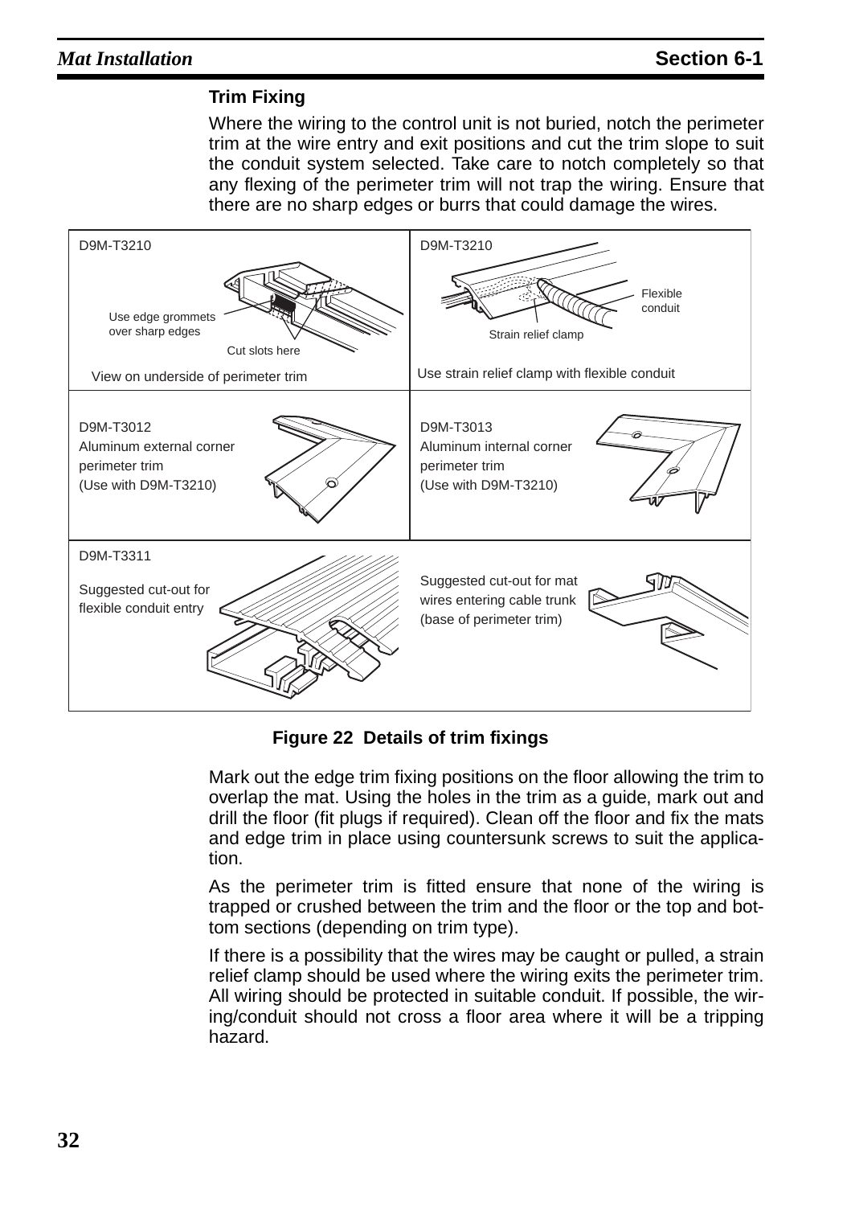### Trim Fixing

Where the wiring to the control unit is not buried, notch the perimeter trim at the wire entry and exit positions and cut the trim slope to suit the conduit system selected. Take care to notch completely so that any flexing of the perimeter trim will not trap the wiring. Ensure that there are no sharp edges or burrs that could damage the wires.

D9M-T3210

Use edge grommets over sharp edges

Cut slots here

View on underside of perimeter trim

D9M-T3210

Flexible conduit

Strain relief clamp

Use strain relief clamp with flexible conduit

D9M-T3012
Aluminum external corner perimeter trim
(Use with D9M-T3210)

D9M-T3013
Aluminum internal corner perimeter trim
(Use with D9M-T3210)

D9M-T3311

Suggested cut-out for flexible conduit entry

Suggested cut-out for mat wires entering cable trunk (base of perimeter trim)

**Figure 22 Details of trim fixings**

Mark out the edge trim fixing positions on the floor allowing the trim to overlap the mat. Using the holes in the trim as a guide, mark out and drill the floor (fit plugs if required). Clean off the floor and fix the mats and edge trim in place using countersunk screws to suit the application.

As the perimeter trim is fitted ensure that none of the wiring is trapped or crushed between the trim and the floor or the top and bottom sections (depending on trim type).

If there is a possibility that the wires may be caught or pulled, a strain relief clamp should be used where the wiring exits the perimeter trim. All wiring should be protected in suitable conduit. If possible, the wiring/conduit should not cross a floor area where it will be a tripping hazard.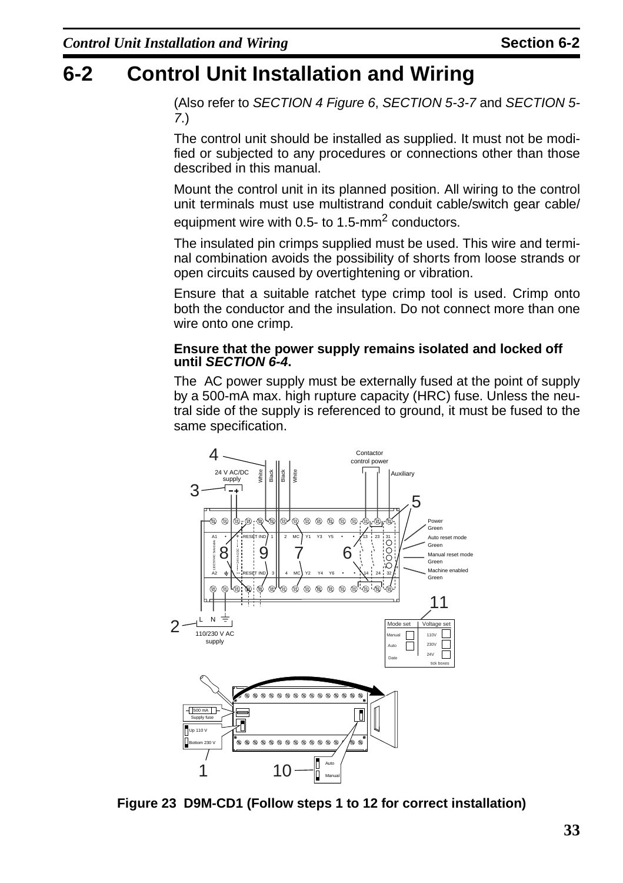# 6-2 Control Unit Installation and Wiring

(Also refer to *SECTION 4 Figure 6*, *SECTION 5-3-7* and *SECTION 5-7*.)

The control unit should be installed as supplied. It must not be modified or subjected to any procedures or connections other than those described in this manual.

Mount the control unit in its planned position. All wiring to the control unit terminals must use multistrand conduit cable/switch gear cable/ equipment wire with 0.5- to 1.5-mm$^2$ conductors.

The insulated pin crimps supplied must be used. This wire and terminal combination avoids the possibility of shorts from loose strands or open circuits caused by overtightening or vibration.

Ensure that a suitable ratchet type crimp tool is used. Crimp onto both the conductor and the insulation. Do not connect more than one wire onto one crimp.

**Ensure that the power supply remains isolated and locked off until *SECTION 6-4*.**

The AC power supply must be externally fused at the point of supply by a 500-mA max. high rupture capacity (HRC) fuse. Unless the neutral side of the supply is referenced to ground, it must be fused to the same specification.

**Figure 23 D9M-CD1 (Follow steps 1 to 12 for correct installation)**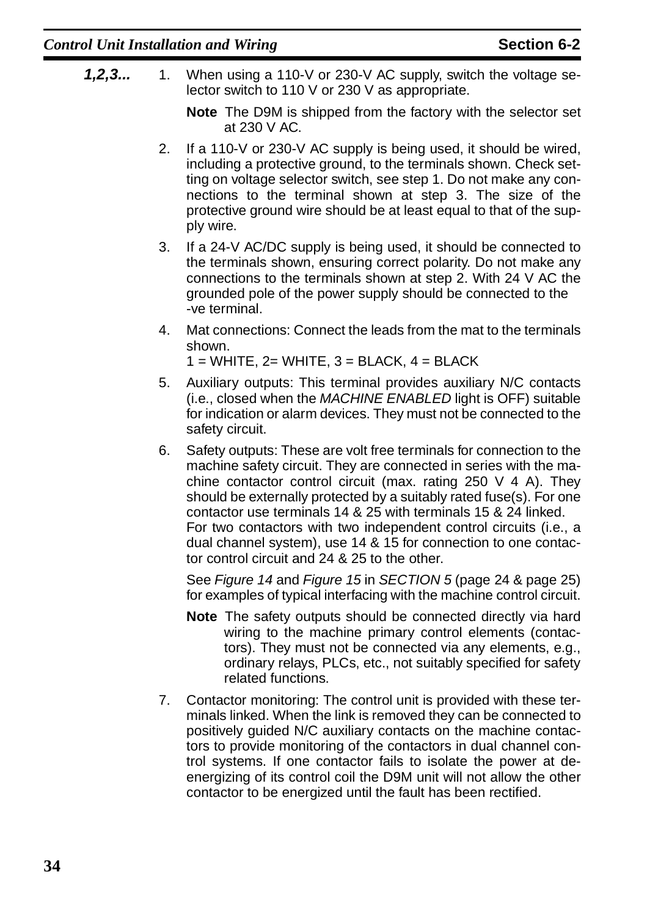**1,2,3...**

1. When using a 110-V or 230-V AC supply, switch the voltage selector switch to 110 V or 230 V as appropriate.

   **Note** The D9M is shipped from the factory with the selector set at 230 V AC.

2. If a 110-V or 230-V AC supply is being used, it should be wired, including a protective ground, to the terminals shown. Check setting on voltage selector switch, see step 1. Do not make any connections to the terminal shown at step 3. The size of the protective ground wire should be at least equal to that of the supply wire.

3. If a 24-V AC/DC supply is being used, it should be connected to the terminals shown, ensuring correct polarity. Do not make any connections to the terminals shown at step 2. With 24 V AC the grounded pole of the power supply should be connected to the -ve terminal.

4. Mat connections: Connect the leads from the mat to the terminals shown.
   1 = WHITE, 2= WHITE, 3 = BLACK, 4 = BLACK

5. Auxiliary outputs: This terminal provides auxiliary N/C contacts (i.e., closed when the *MACHINE ENABLED* light is OFF) suitable for indication or alarm devices. They must not be connected to the safety circuit.

6. Safety outputs: These are volt free terminals for connection to the machine safety circuit. They are connected in series with the machine contactor control circuit (max. rating 250 V 4 A). They should be externally protected by a suitably rated fuse(s). For one contactor use terminals 14 & 25 with terminals 15 & 24 linked.
   For two contactors with two independent control circuits (i.e., a dual channel system), use 14 & 15 for connection to one contactor control circuit and 24 & 25 to the other.

   See *Figure 14* and *Figure 15* in *SECTION 5* (page 24 & page 25) for examples of typical interfacing with the machine control circuit.

   **Note** The safety outputs should be connected directly via hard wiring to the machine primary control elements (contactors). They must not be connected via any elements, e.g., ordinary relays, PLCs, etc., not suitably specified for safety related functions.

7. Contactor monitoring: The control unit is provided with these terminals linked. When the link is removed they can be connected to positively guided N/C auxiliary contacts on the machine contactors to provide monitoring of the contactors in dual channel control systems. If one contactor fails to isolate the power at de-energizing of its control coil the D9M unit will not allow the other contactor to be energized until the fault has been rectified.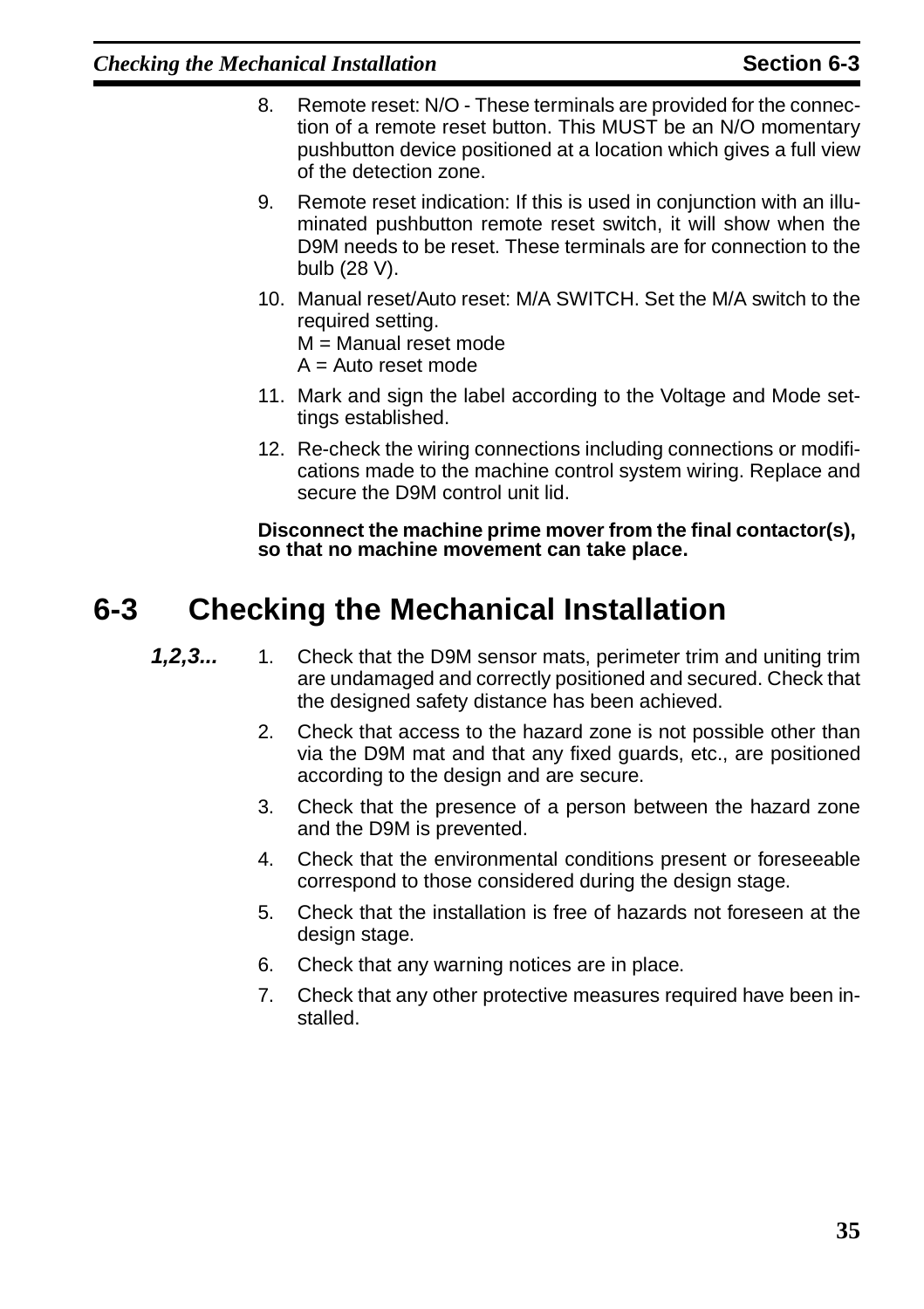8. Remote reset: N/O - These terminals are provided for the connection of a remote reset button. This MUST be an N/O momentary pushbutton device positioned at a location which gives a full view of the detection zone.
9. Remote reset indication: If this is used in conjunction with an illuminated pushbutton remote reset switch, it will show when the D9M needs to be reset. These terminals are for connection to the bulb (28 V).
10. Manual reset/Auto reset: M/A SWITCH. Set the M/A switch to the required setting.
    M = Manual reset mode
    A = Auto reset mode
11. Mark and sign the label according to the Voltage and Mode settings established.
12. Re-check the wiring connections including connections or modifications made to the machine control system wiring. Replace and secure the D9M control unit lid.

**Disconnect the machine prime mover from the final contactor(s), so that no machine movement can take place.**

## 6-3 Checking the Mechanical Installation

***1,2,3...***

1. Check that the D9M sensor mats, perimeter trim and uniting trim are undamaged and correctly positioned and secured. Check that the designed safety distance has been achieved.
2. Check that access to the hazard zone is not possible other than via the D9M mat and that any fixed guards, etc., are positioned according to the design and are secure.
3. Check that the presence of a person between the hazard zone and the D9M is prevented.
4. Check that the environmental conditions present or foreseeable correspond to those considered during the design stage.
5. Check that the installation is free of hazards not foreseen at the design stage.
6. Check that any warning notices are in place.
7. Check that any other protective measures required have been installed.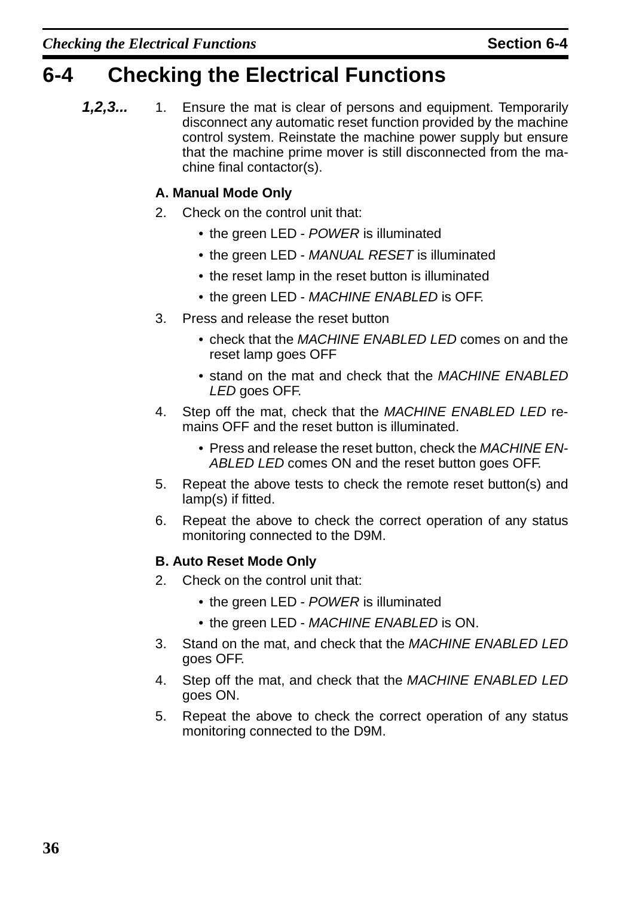# 6-4 Checking the Electrical Functions

***1,2,3...***

1. Ensure the mat is clear of persons and equipment. Temporarily disconnect any automatic reset function provided by the machine control system. Reinstate the machine power supply but ensure that the machine prime mover is still disconnected from the machine final contactor(s).

**A. Manual Mode Only**

2. Check on the control unit that:
   - the green LED - *POWER* is illuminated
   - the green LED - *MANUAL RESET* is illuminated
   - the reset lamp in the reset button is illuminated
   - the green LED - *MACHINE ENABLED* is OFF.
3. Press and release the reset button
   - check that the *MACHINE ENABLED LED* comes on and the reset lamp goes OFF
   - stand on the mat and check that the *MACHINE ENABLED LED* goes OFF.
4. Step off the mat, check that the *MACHINE ENABLED LED* remains OFF and the reset button is illuminated.
   - Press and release the reset button, check the *MACHINE ENABLED LED* comes ON and the reset button goes OFF.
5. Repeat the above tests to check the remote reset button(s) and lamp(s) if fitted.
6. Repeat the above to check the correct operation of any status monitoring connected to the D9M.

**B. Auto Reset Mode Only**

2. Check on the control unit that:
   - the green LED - *POWER* is illuminated
   - the green LED - *MACHINE ENABLED* is ON.
3. Stand on the mat, and check that the *MACHINE ENABLED LED* goes OFF.
4. Step off the mat, and check that the *MACHINE ENABLED LED* goes ON.
5. Repeat the above to check the correct operation of any status monitoring connected to the D9M.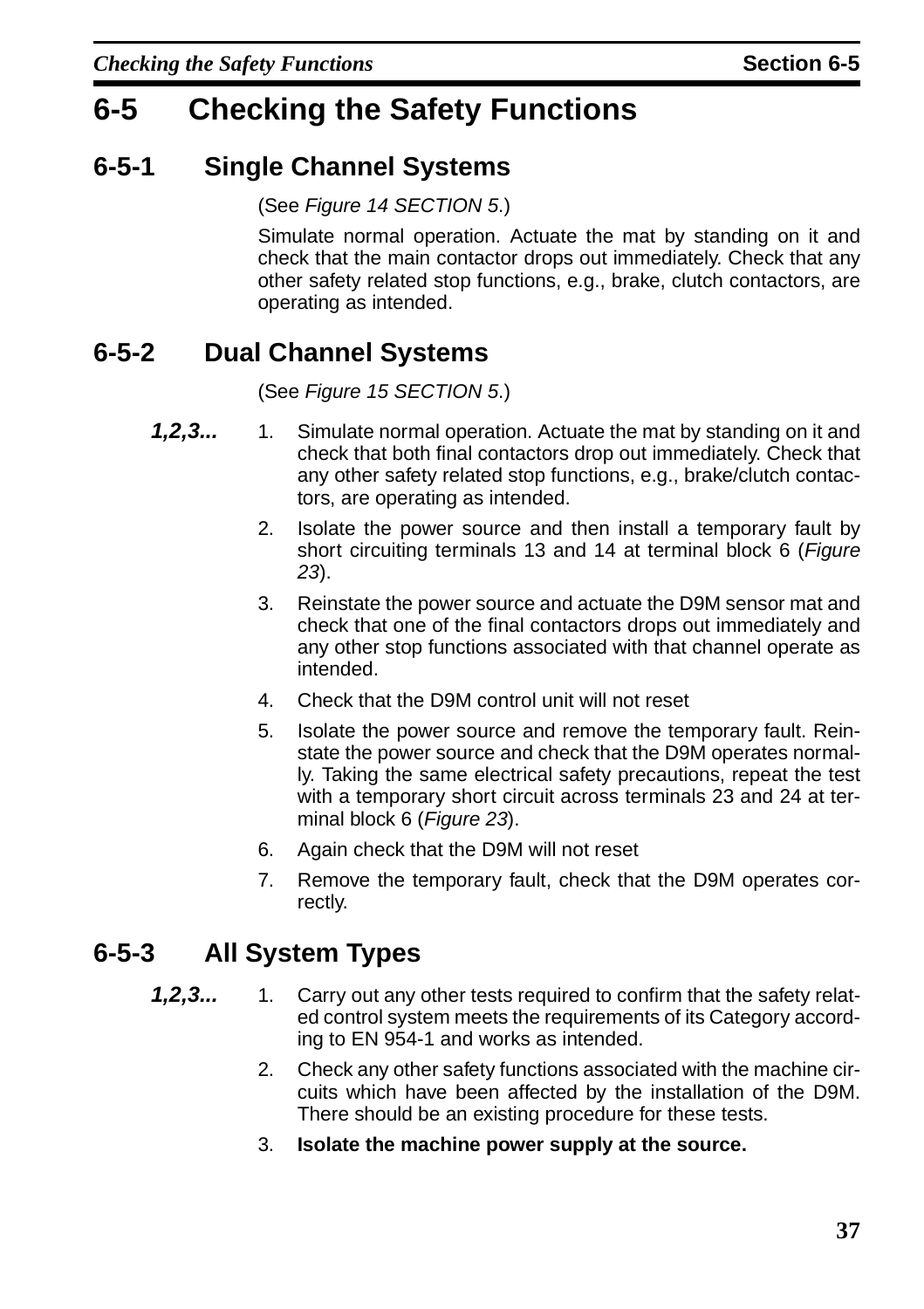# 6-5 Checking the Safety Functions

## 6-5-1 Single Channel Systems

(See *Figure 14 SECTION 5*.)

Simulate normal operation. Actuate the mat by standing on it and check that the main contactor drops out immediately. Check that any other safety related stop functions, e.g., brake, clutch contactors, are operating as intended.

## 6-5-2 Dual Channel Systems

(See *Figure 15 SECTION 5*.)

***1,2,3...***

1. Simulate normal operation. Actuate the mat by standing on it and check that both final contactors drop out immediately. Check that any other safety related stop functions, e.g., brake/clutch contactors, are operating as intended.
2. Isolate the power source and then install a temporary fault by short circuiting terminals 13 and 14 at terminal block 6 (*Figure 23*).
3. Reinstate the power source and actuate the D9M sensor mat and check that one of the final contactors drops out immediately and any other stop functions associated with that channel operate as intended.
4. Check that the D9M control unit will not reset
5. Isolate the power source and remove the temporary fault. Reinstate the power source and check that the D9M operates normally. Taking the same electrical safety precautions, repeat the test with a temporary short circuit across terminals 23 and 24 at terminal block 6 (*Figure 23*).
6. Again check that the D9M will not reset
7. Remove the temporary fault, check that the D9M operates correctly.

## 6-5-3 All System Types

***1,2,3...***

1. Carry out any other tests required to confirm that the safety related control system meets the requirements of its Category according to EN 954-1 and works as intended.
2. Check any other safety functions associated with the machine circuits which have been affected by the installation of the D9M. There should be an existing procedure for these tests.
3. **Isolate the machine power supply at the source.**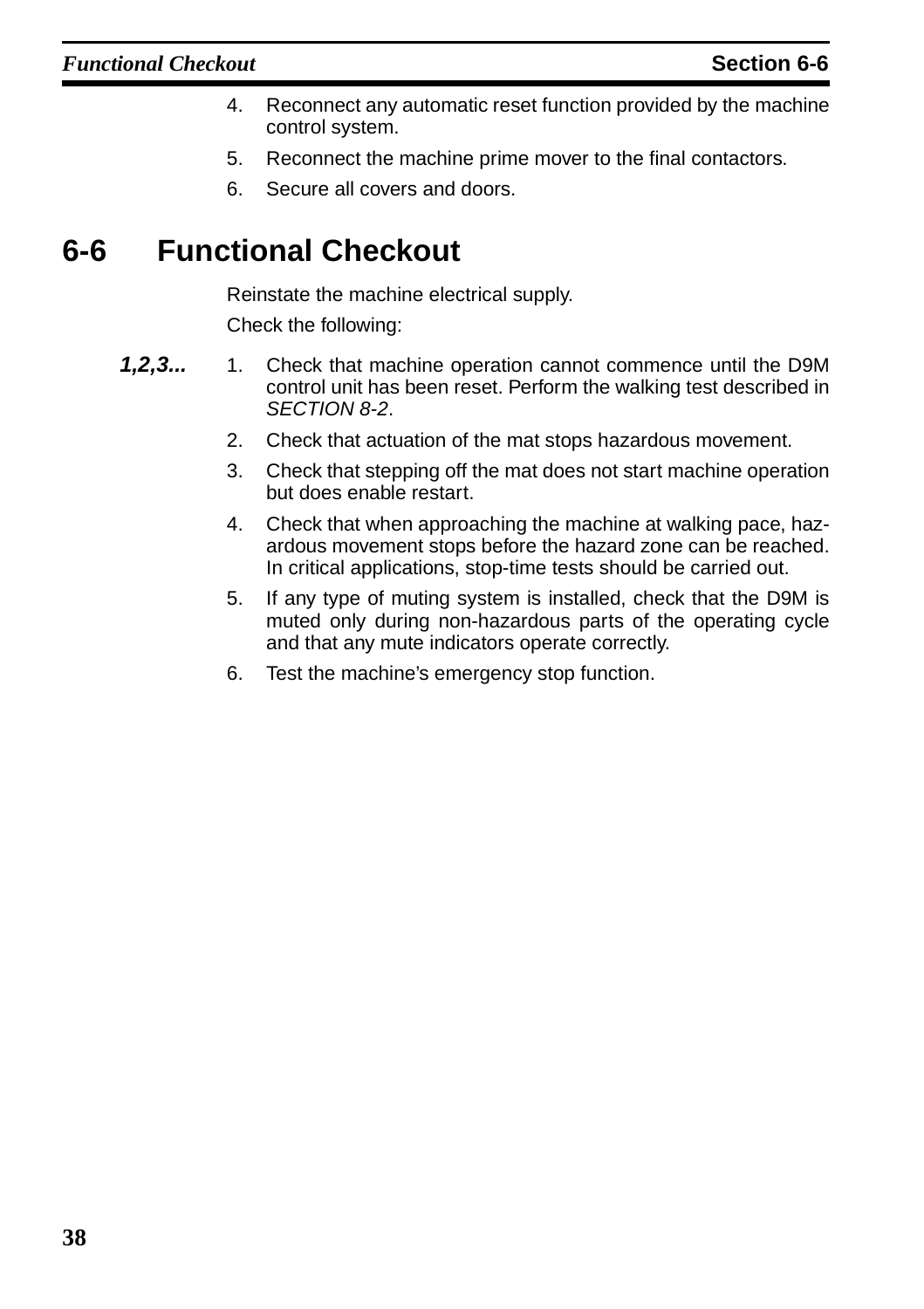4. Reconnect any automatic reset function provided by the machine control system.
5. Reconnect the machine prime mover to the final contactors.
6. Secure all covers and doors.

## 6-6 Functional Checkout

Reinstate the machine electrical supply.

Check the following:

***1,2,3...***

1. Check that machine operation cannot commence until the D9M control unit has been reset. Perform the walking test described in *SECTION 8-2*.
2. Check that actuation of the mat stops hazardous movement.
3. Check that stepping off the mat does not start machine operation but does enable restart.
4. Check that when approaching the machine at walking pace, hazardous movement stops before the hazard zone can be reached. In critical applications, stop-time tests should be carried out.
5. If any type of muting system is installed, check that the D9M is muted only during non-hazardous parts of the operating cycle and that any mute indicators operate correctly.
6. Test the machine's emergency stop function.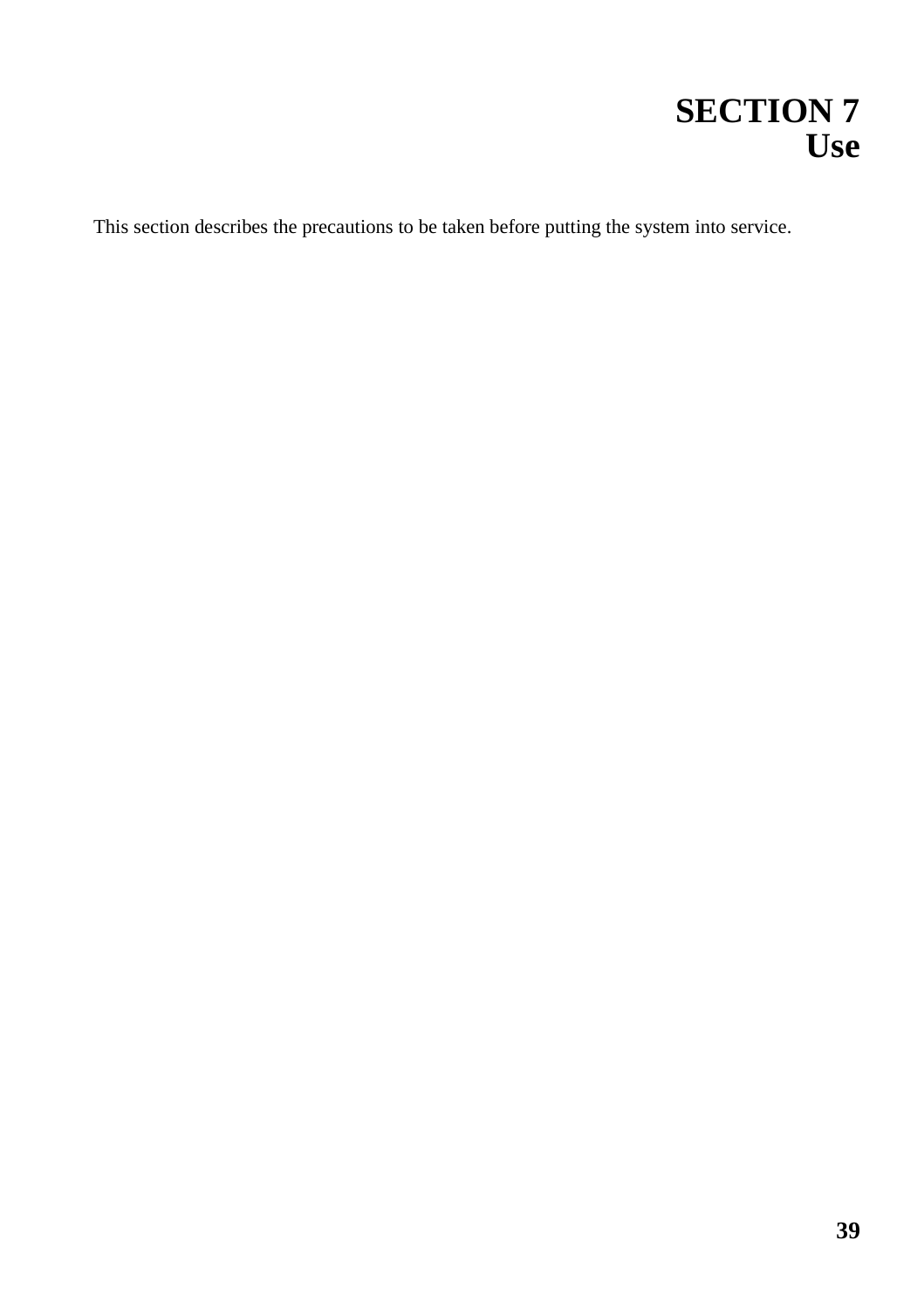# SECTION 7
# Use

This section describes the precautions to be taken before putting the system into service.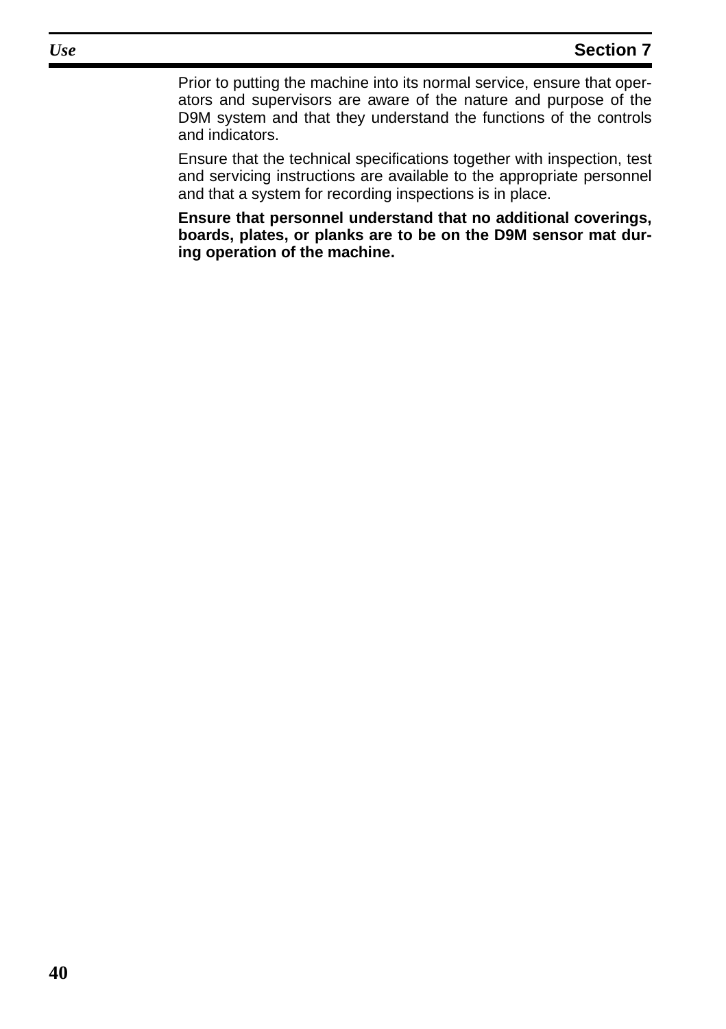Prior to putting the machine into its normal service, ensure that operators and supervisors are aware of the nature and purpose of the D9M system and that they understand the functions of the controls and indicators.

Ensure that the technical specifications together with inspection, test and servicing instructions are available to the appropriate personnel and that a system for recording inspections is in place.

**Ensure that personnel understand that no additional coverings, boards, plates, or planks are to be on the D9M sensor mat during operation of the machine.**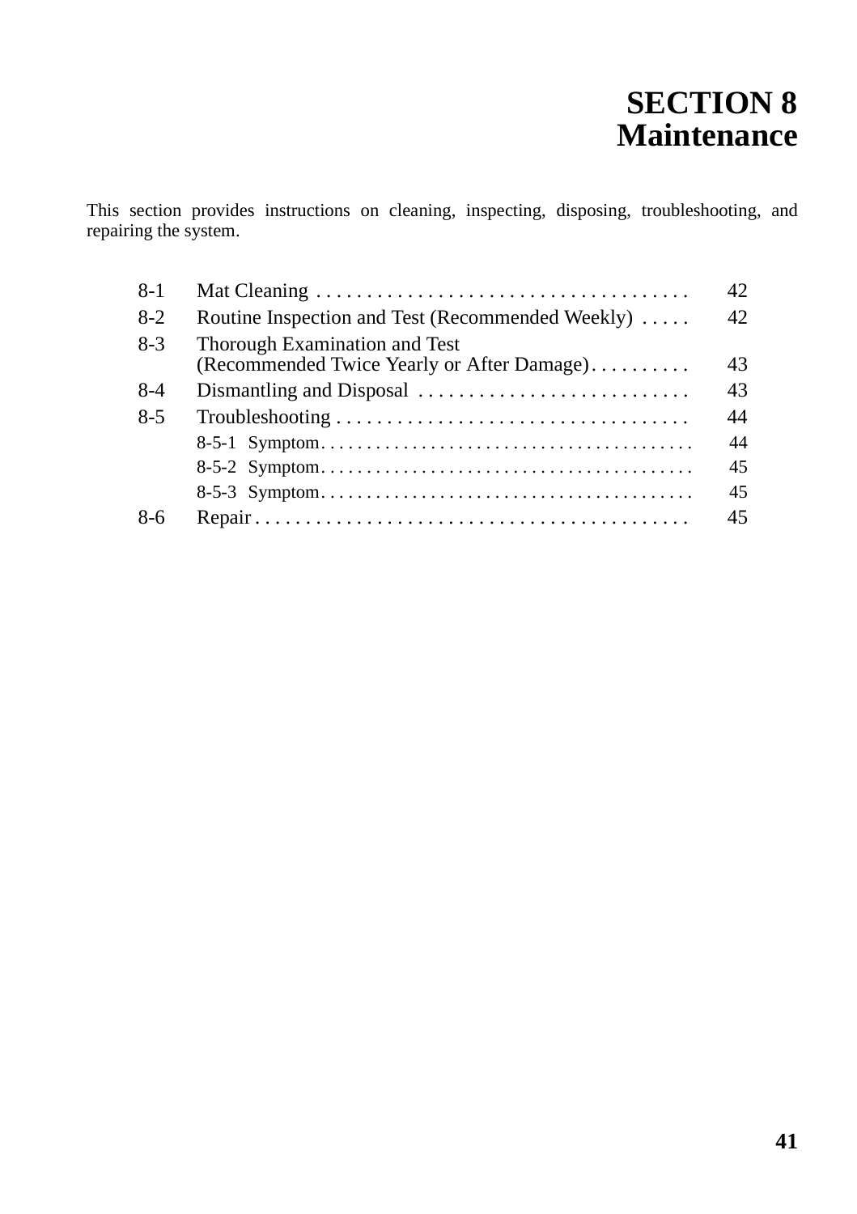# SECTION 8
# Maintenance

This section provides instructions on cleaning, inspecting, disposing, troubleshooting, and repairing the system.

| | | |
|---|---|---|
| 8-1 | Mat Cleaning | 42 |
| 8-2 | Routine Inspection and Test (Recommended Weekly) | 42 |
| 8-3 | Thorough Examination and Test (Recommended Twice Yearly or After Damage) | 43 |
| 8-4 | Dismantling and Disposal | 43 |
| 8-5 | Troubleshooting | 44 |
| | 8-5-1 Symptom | 44 |
| | 8-5-2 Symptom | 45 |
| | 8-5-3 Symptom | 45 |
| 8-6 | Repair | 45 |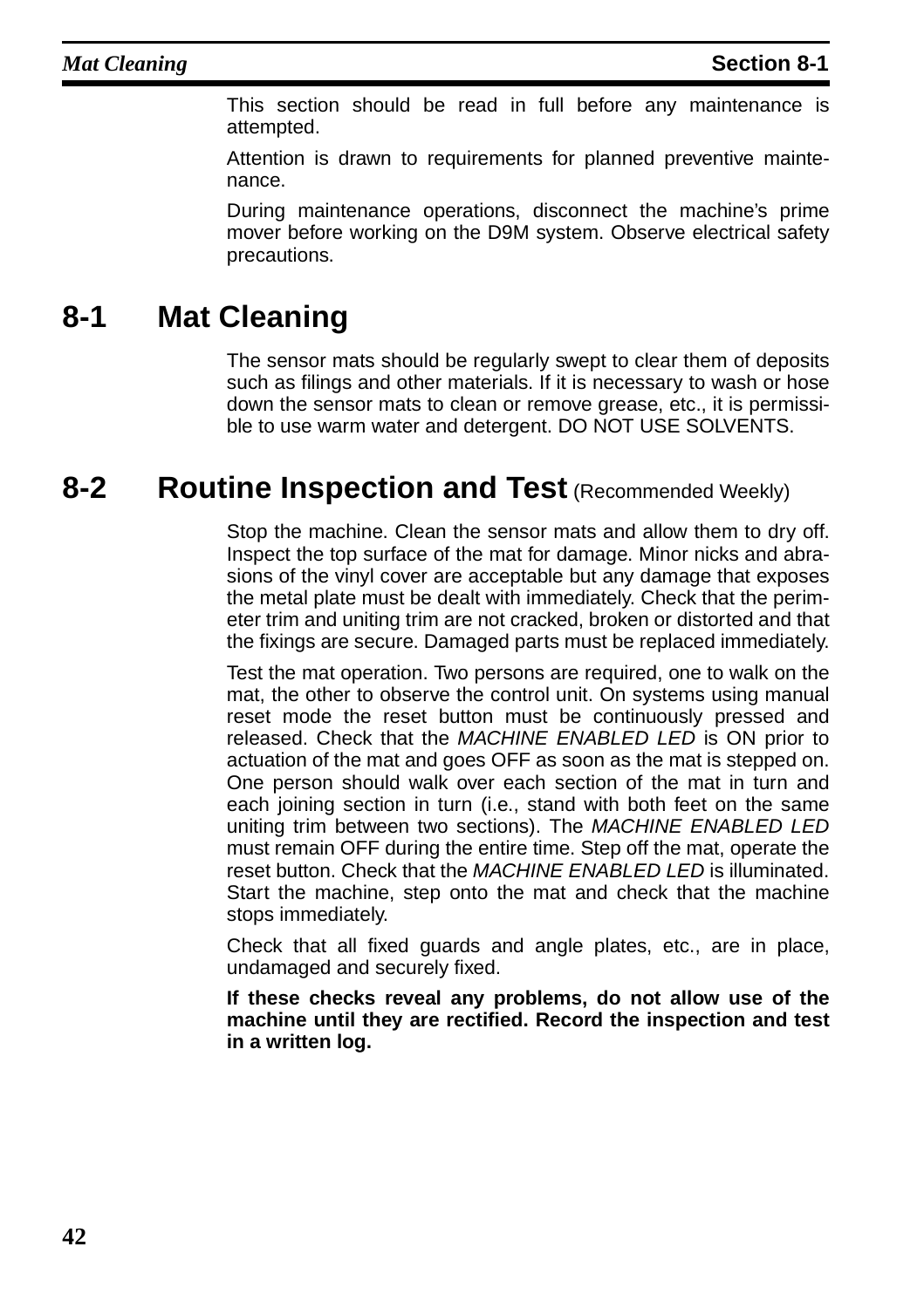This section should be read in full before any maintenance is attempted.

Attention is drawn to requirements for planned preventive maintenance.

During maintenance operations, disconnect the machine's prime mover before working on the D9M system. Observe electrical safety precautions.

## 8-1 Mat Cleaning

The sensor mats should be regularly swept to clear them of deposits such as filings and other materials. If it is necessary to wash or hose down the sensor mats to clean or remove grease, etc., it is permissible to use warm water and detergent. DO NOT USE SOLVENTS.

## 8-2 Routine Inspection and Test (Recommended Weekly)

Stop the machine. Clean the sensor mats and allow them to dry off. Inspect the top surface of the mat for damage. Minor nicks and abrasions of the vinyl cover are acceptable but any damage that exposes the metal plate must be dealt with immediately. Check that the perimeter trim and uniting trim are not cracked, broken or distorted and that the fixings are secure. Damaged parts must be replaced immediately.

Test the mat operation. Two persons are required, one to walk on the mat, the other to observe the control unit. On systems using manual reset mode the reset button must be continuously pressed and released. Check that the *MACHINE ENABLED LED* is ON prior to actuation of the mat and goes OFF as soon as the mat is stepped on. One person should walk over each section of the mat in turn and each joining section in turn (i.e., stand with both feet on the same uniting trim between two sections). The *MACHINE ENABLED LED* must remain OFF during the entire time. Step off the mat, operate the reset button. Check that the *MACHINE ENABLED LED* is illuminated. Start the machine, step onto the mat and check that the machine stops immediately.

Check that all fixed guards and angle plates, etc., are in place, undamaged and securely fixed.

**If these checks reveal any problems, do not allow use of the machine until they are rectified. Record the inspection and test in a written log.**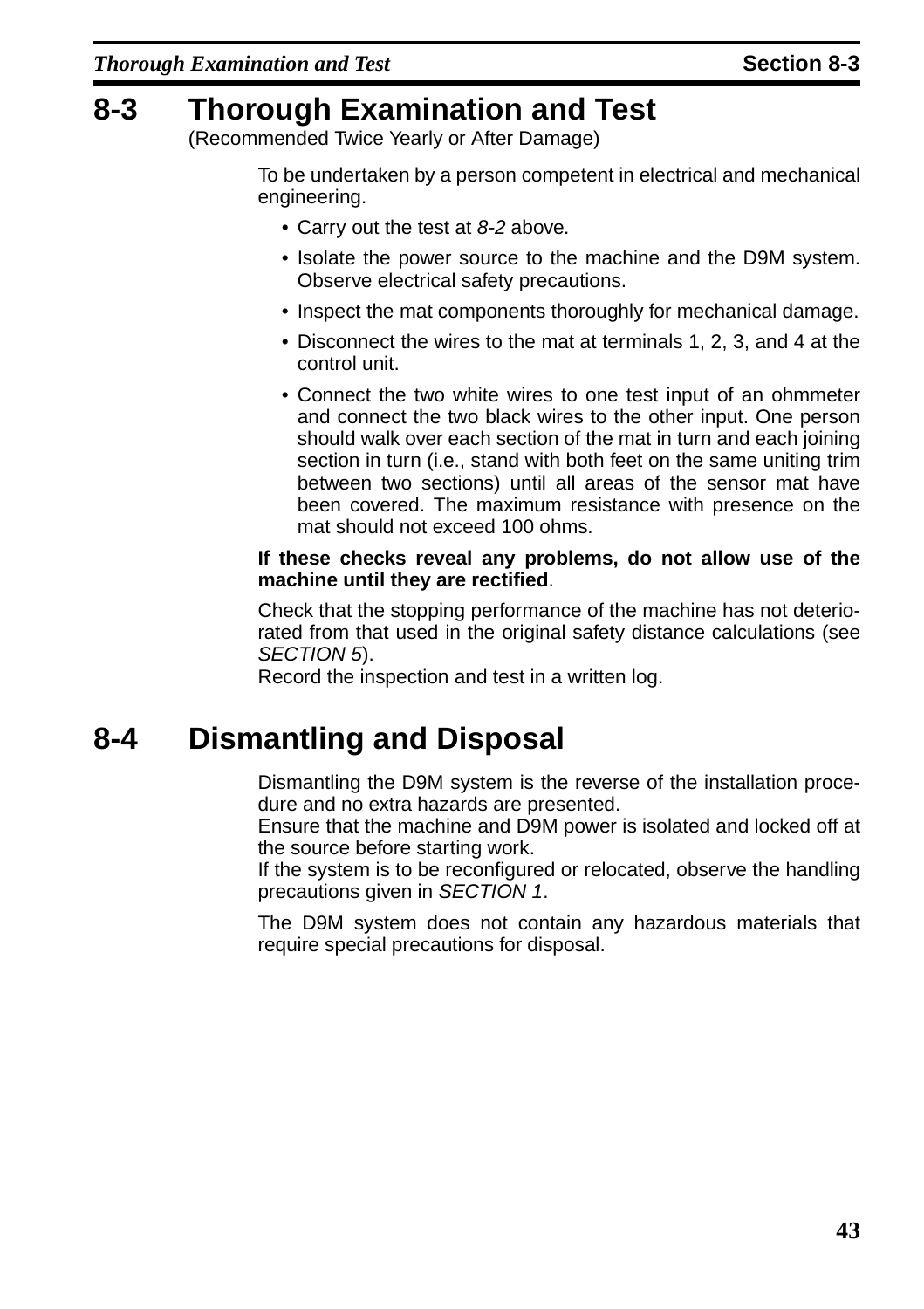## 8-3 Thorough Examination and Test

(Recommended Twice Yearly or After Damage)

To be undertaken by a person competent in electrical and mechanical engineering.

- Carry out the test at *8-2* above.
- Isolate the power source to the machine and the D9M system. Observe electrical safety precautions.
- Inspect the mat components thoroughly for mechanical damage.
- Disconnect the wires to the mat at terminals 1, 2, 3, and 4 at the control unit.
- Connect the two white wires to one test input of an ohmmeter and connect the two black wires to the other input. One person should walk over each section of the mat in turn and each joining section in turn (i.e., stand with both feet on the same uniting trim between two sections) until all areas of the sensor mat have been covered. The maximum resistance with presence on the mat should not exceed 100 ohms.

**If these checks reveal any problems, do not allow use of the machine until they are rectified**.

Check that the stopping performance of the machine has not deteriorated from that used in the original safety distance calculations (see *SECTION 5*).
Record the inspection and test in a written log.

## 8-4 Dismantling and Disposal

Dismantling the D9M system is the reverse of the installation procedure and no extra hazards are presented.
Ensure that the machine and D9M power is isolated and locked off at the source before starting work.
If the system is to be reconfigured or relocated, observe the handling precautions given in *SECTION 1*.

The D9M system does not contain any hazardous materials that require special precautions for disposal.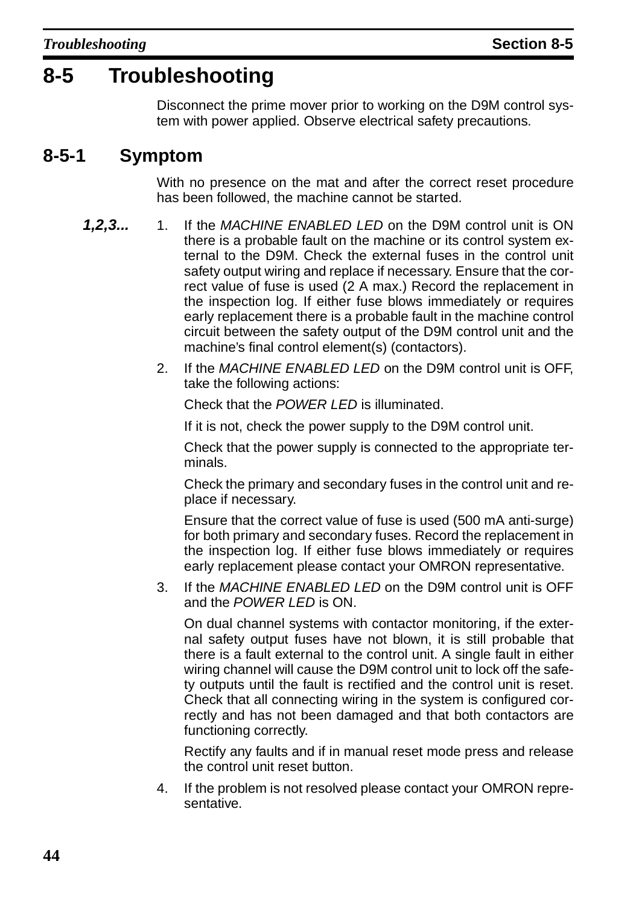# 8-5 Troubleshooting

Disconnect the prime mover prior to working on the D9M control system with power applied. Observe electrical safety precautions.

## 8-5-1 Symptom

With no presence on the mat and after the correct reset procedure has been followed, the machine cannot be started.

***1,2,3...***

1. If the *MACHINE ENABLED LED* on the D9M control unit is ON there is a probable fault on the machine or its control system external to the D9M. Check the external fuses in the control unit safety output wiring and replace if necessary. Ensure that the correct value of fuse is used (2 A max.) Record the replacement in the inspection log. If either fuse blows immediately or requires early replacement there is a probable fault in the machine control circuit between the safety output of the D9M control unit and the machine's final control element(s) (contactors).
2. If the *MACHINE ENABLED LED* on the D9M control unit is OFF, take the following actions:

   Check that the *POWER LED* is illuminated.

   If it is not, check the power supply to the D9M control unit.

   Check that the power supply is connected to the appropriate terminals.

   Check the primary and secondary fuses in the control unit and replace if necessary.

   Ensure that the correct value of fuse is used (500 mA anti-surge) for both primary and secondary fuses. Record the replacement in the inspection log. If either fuse blows immediately or requires early replacement please contact your OMRON representative.
3. If the *MACHINE ENABLED LED* on the D9M control unit is OFF and the *POWER LED* is ON.

   On dual channel systems with contactor monitoring, if the external safety output fuses have not blown, it is still probable that there is a fault external to the control unit. A single fault in either wiring channel will cause the D9M control unit to lock off the safety outputs until the fault is rectified and the control unit is reset. Check that all connecting wiring in the system is configured correctly and has not been damaged and that both contactors are functioning correctly.

   Rectify any faults and if in manual reset mode press and release the control unit reset button.
4. If the problem is not resolved please contact your OMRON representative.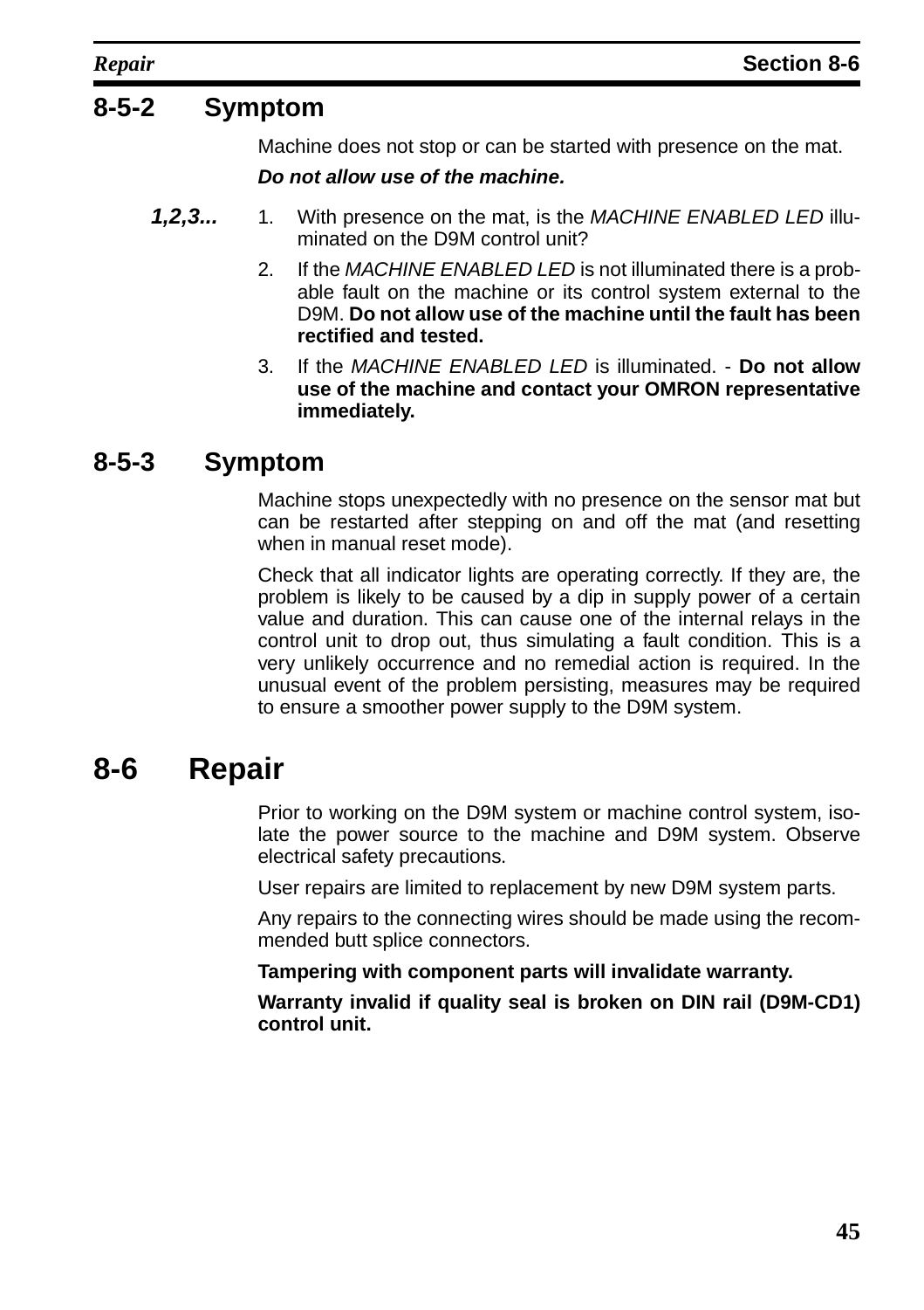### 8-5-2 Symptom

Machine does not stop or can be started with presence on the mat.

***Do not allow use of the machine.***

***1,2,3...***

1. With presence on the mat, is the *MACHINE ENABLED LED* illuminated on the D9M control unit?
2. If the *MACHINE ENABLED LED* is not illuminated there is a probable fault on the machine or its control system external to the D9M. **Do not allow use of the machine until the fault has been rectified and tested.**
3. If the *MACHINE ENABLED LED* is illuminated. - **Do not allow use of the machine and contact your OMRON representative immediately.**

### 8-5-3 Symptom

Machine stops unexpectedly with no presence on the sensor mat but can be restarted after stepping on and off the mat (and resetting when in manual reset mode).

Check that all indicator lights are operating correctly. If they are, the problem is likely to be caused by a dip in supply power of a certain value and duration. This can cause one of the internal relays in the control unit to drop out, thus simulating a fault condition. This is a very unlikely occurrence and no remedial action is required. In the unusual event of the problem persisting, measures may be required to ensure a smoother power supply to the D9M system.

## 8-6 Repair

Prior to working on the D9M system or machine control system, isolate the power source to the machine and D9M system. Observe electrical safety precautions.

User repairs are limited to replacement by new D9M system parts.

Any repairs to the connecting wires should be made using the recommended butt splice connectors.

**Tampering with component parts will invalidate warranty.**

**Warranty invalid if quality seal is broken on DIN rail (D9M-CD1) control unit.**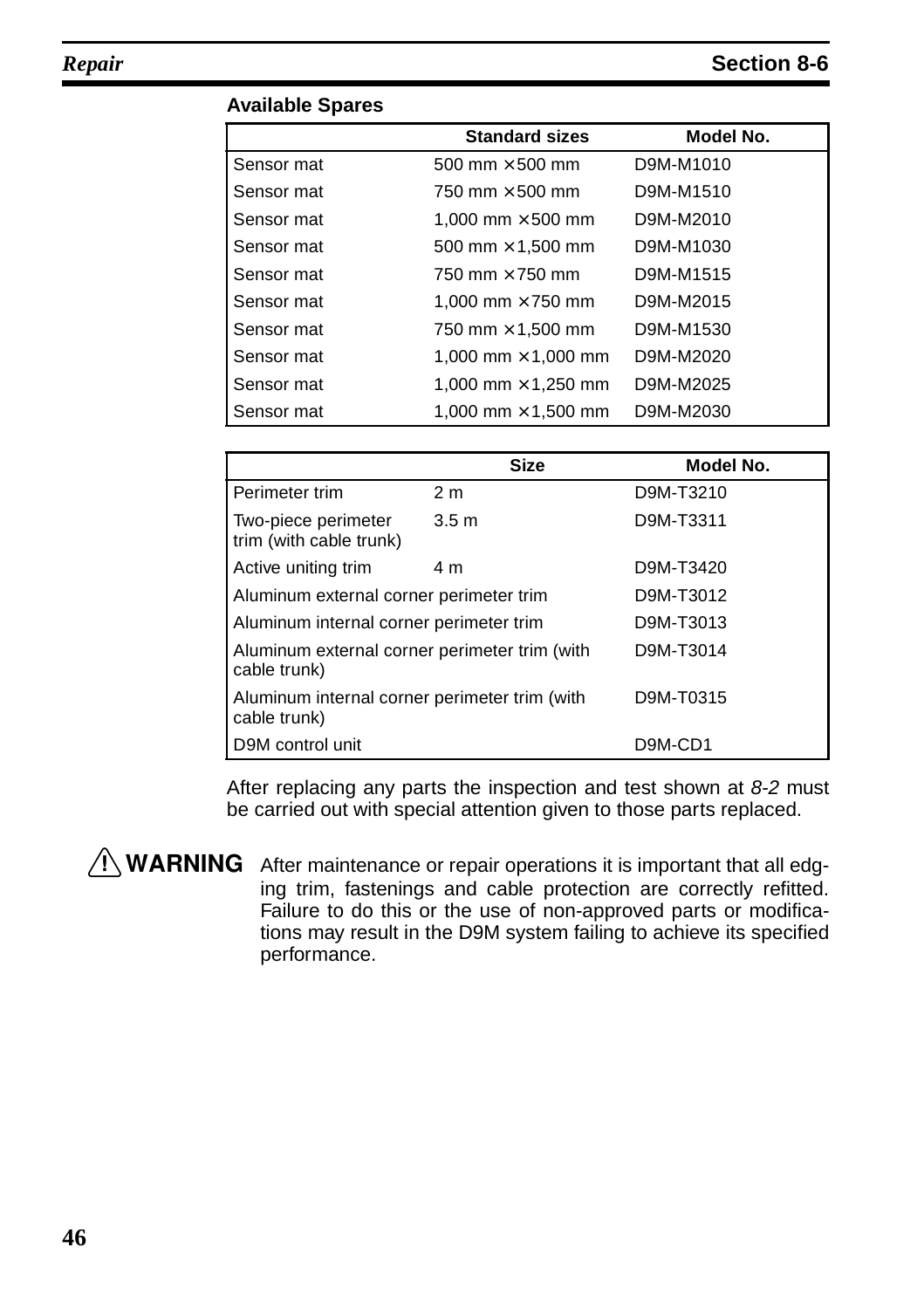### Available Spares

| | Standard sizes | Model No. |
|---|---|---|
| Sensor mat | 500 mm × 500 mm | D9M-M1010 |
| Sensor mat | 750 mm × 500 mm | D9M-M1510 |
| Sensor mat | 1,000 mm × 500 mm | D9M-M2010 |
| Sensor mat | 500 mm × 1,500 mm | D9M-M1030 |
| Sensor mat | 750 mm × 750 mm | D9M-M1515 |
| Sensor mat | 1,000 mm × 750 mm | D9M-M2015 |
| Sensor mat | 750 mm × 1,500 mm | D9M-M1530 |
| Sensor mat | 1,000 mm × 1,000 mm | D9M-M2020 |
| Sensor mat | 1,000 mm × 1,250 mm | D9M-M2025 |
| Sensor mat | 1,000 mm × 1,500 mm | D9M-M2030 |

| | Size | Model No. |
|---|---|---|
| Perimeter trim | 2 m | D9M-T3210 |
| Two-piece perimeter trim (with cable trunk) | 3.5 m | D9M-T3311 |
| Active uniting trim | 4 m | D9M-T3420 |
| Aluminum external corner perimeter trim | | D9M-T3012 |
| Aluminum internal corner perimeter trim | | D9M-T3013 |
| Aluminum external corner perimeter trim (with cable trunk) | | D9M-T3014 |
| Aluminum internal corner perimeter trim (with cable trunk) | | D9M-T0315 |
| D9M control unit | | D9M-CD1 |

After replacing any parts the inspection and test shown at *8-2* must be carried out with special attention given to those parts replaced.

**⚠ WARNING** After maintenance or repair operations it is important that all edging trim, fastenings and cable protection are correctly refitted. Failure to do this or the use of non-approved parts or modifications may result in the D9M system failing to achieve its specified performance.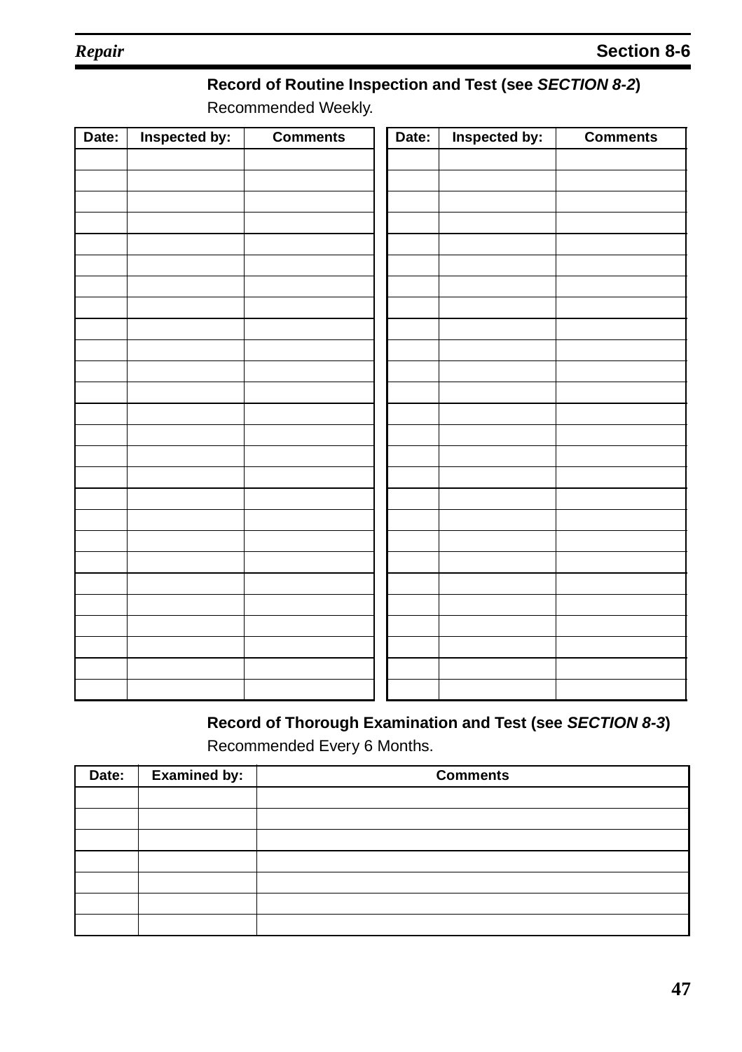**Record of Routine Inspection and Test (see *SECTION 8-2*)**

Recommended Weekly.

| Date: | Inspected by: | Comments | Date: | Inspected by: | Comments |
|---|---|---|---|---|---|
| | | | | | |
| | | | | | |
| | | | | | |
| | | | | | |
| | | | | | |
| | | | | | |
| | | | | | |
| | | | | | |
| | | | | | |
| | | | | | |
| | | | | | |
| | | | | | |
| | | | | | |
| | | | | | |
| | | | | | |
| | | | | | |
| | | | | | |
| | | | | | |
| | | | | | |
| | | | | | |
| | | | | | |
| | | | | | |
| | | | | | |
| | | | | | |
| | | | | | |
| | | | | | |

**Record of Thorough Examination and Test (see *SECTION 8-3*)**

Recommended Every 6 Months.

| Date: | Examined by: | Comments |
|---|---|---|
| | | |
| | | |
| | | |
| | | |
| | | |
| | | |
| | | |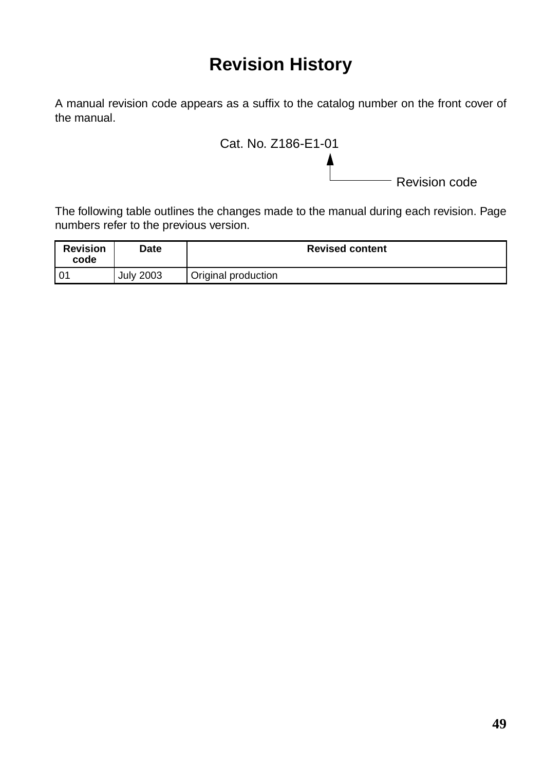# Revision History

A manual revision code appears as a suffix to the catalog number on the front cover of the manual.

Cat. No. Z186-E1-01

Revision code

The following table outlines the changes made to the manual during each revision. Page numbers refer to the previous version.

| Revision code | Date | Revised content |
|---|---|---|
| 01 | July 2003 | Original production |